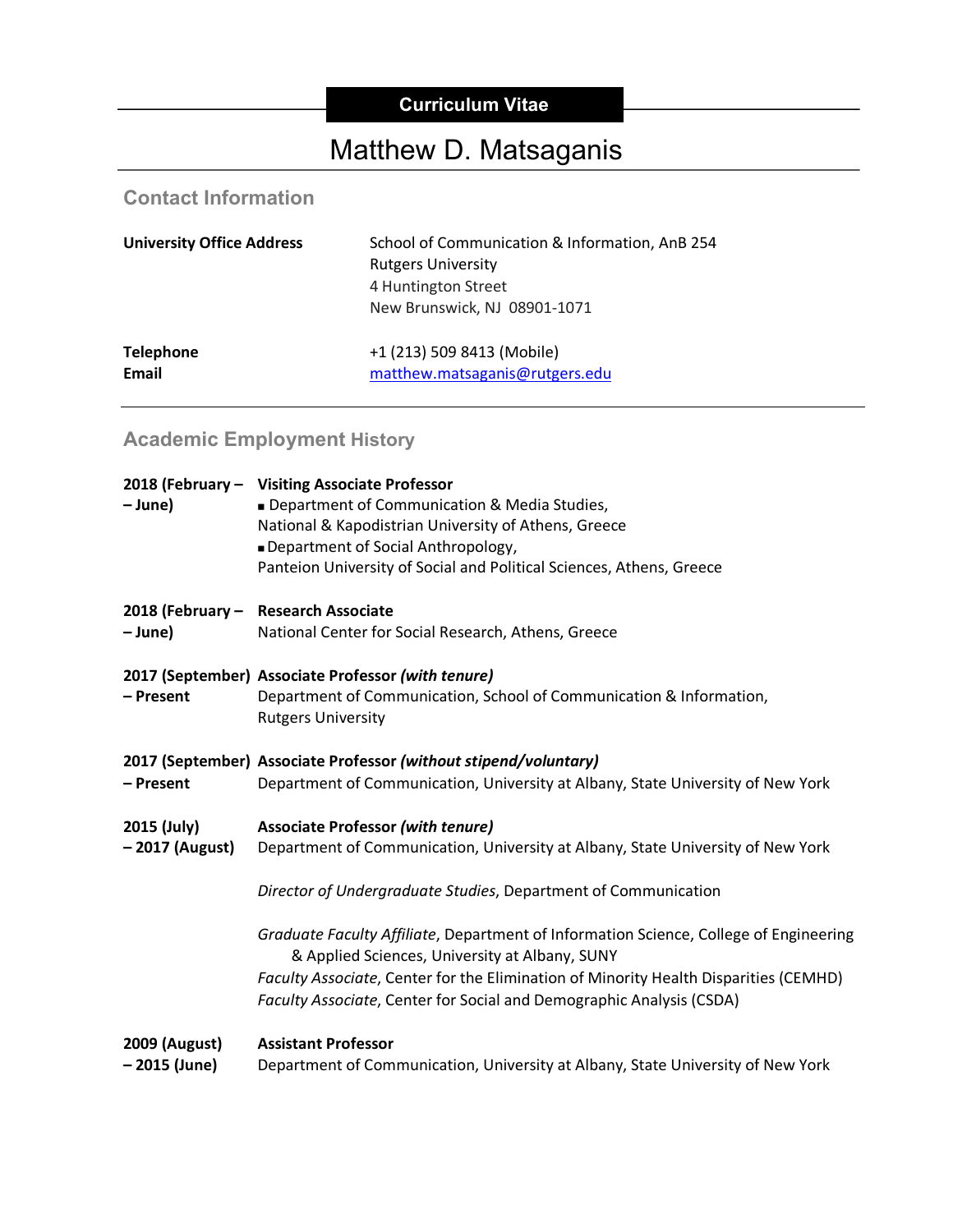# Curriculum Vitae

# Matthew D. Matsaganis

## Contact Information

**University Office Address**

School of Communication & Information, AnB 254
Rutgers University
4 Huntington Street
New Brunswick, NJ 08901-1071

**Telephone** +1 (213) 509 8413 (Mobile)
**Email** matthew.matsaganis@rutgers.edu

## Academic Employment History

**2018 (February – – June)** **Visiting Associate Professor**
- Department of Communication & Media Studies, National & Kapodistrian University of Athens, Greece
- Department of Social Anthropology, Panteion University of Social and Political Sciences, Athens, Greece

**2018 (February – – June)** **Research Associate**
National Center for Social Research, Athens, Greece

**2017 (September) – Present** **Associate Professor *(with tenure)***
Department of Communication, School of Communication & Information, Rutgers University

**2017 (September) – Present** **Associate Professor *(without stipend/voluntary)***
Department of Communication, University at Albany, State University of New York

**2015 (July) – 2017 (August)** **Associate Professor *(with tenure)***
Department of Communication, University at Albany, State University of New York

*Director of Undergraduate Studies*, Department of Communication

*Graduate Faculty Affiliate*, Department of Information Science, College of Engineering & Applied Sciences, University at Albany, SUNY
*Faculty Associate*, Center for the Elimination of Minority Health Disparities (CEMHD)
*Faculty Associate*, Center for Social and Demographic Analysis (CSDA)

**2009 (August) – 2015 (June)** **Assistant Professor**
Department of Communication, University at Albany, State University of New York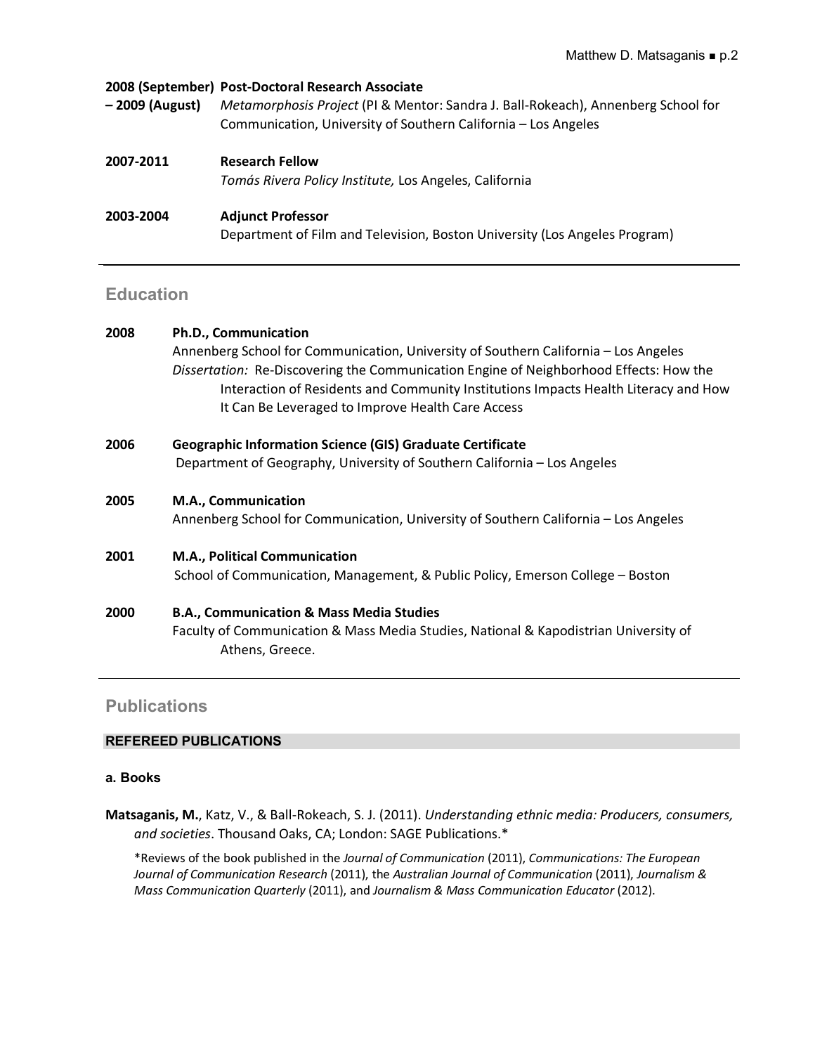**2008 (September) – 2009 (August)** **Post-Doctoral Research Associate**
*Metamorphosis Project* (PI & Mentor: Sandra J. Ball-Rokeach), Annenberg School for Communication, University of Southern California – Los Angeles

**2007-2011** **Research Fellow**
*Tomás Rivera Policy Institute,* Los Angeles, California

**2003-2004** **Adjunct Professor**
Department of Film and Television, Boston University (Los Angeles Program)

---

## Education

**2008** **Ph.D., Communication**
Annenberg School for Communication, University of Southern California – Los Angeles
*Dissertation:* Re-Discovering the Communication Engine of Neighborhood Effects: How the Interaction of Residents and Community Institutions Impacts Health Literacy and How It Can Be Leveraged to Improve Health Care Access

**2006** **Geographic Information Science (GIS) Graduate Certificate**
Department of Geography, University of Southern California – Los Angeles

**2005** **M.A., Communication**
Annenberg School for Communication, University of Southern California – Los Angeles

**2001** **M.A., Political Communication**
School of Communication, Management, & Public Policy, Emerson College – Boston

**2000** **B.A., Communication & Mass Media Studies**
Faculty of Communication & Mass Media Studies, National & Kapodistrian University of Athens, Greece.

---

## Publications

### REFEREED PUBLICATIONS

#### a. Books

**Matsaganis, M.**, Katz, V., & Ball-Rokeach, S. J. (2011). *Understanding ethnic media: Producers, consumers, and societies*. Thousand Oaks, CA; London: SAGE Publications.*

*Reviews of the book published in the *Journal of Communication* (2011), *Communications: The European Journal of Communication Research* (2011), the *Australian Journal of Communication* (2011), *Journalism & Mass Communication Quarterly* (2011), and *Journalism & Mass Communication Educator* (2012).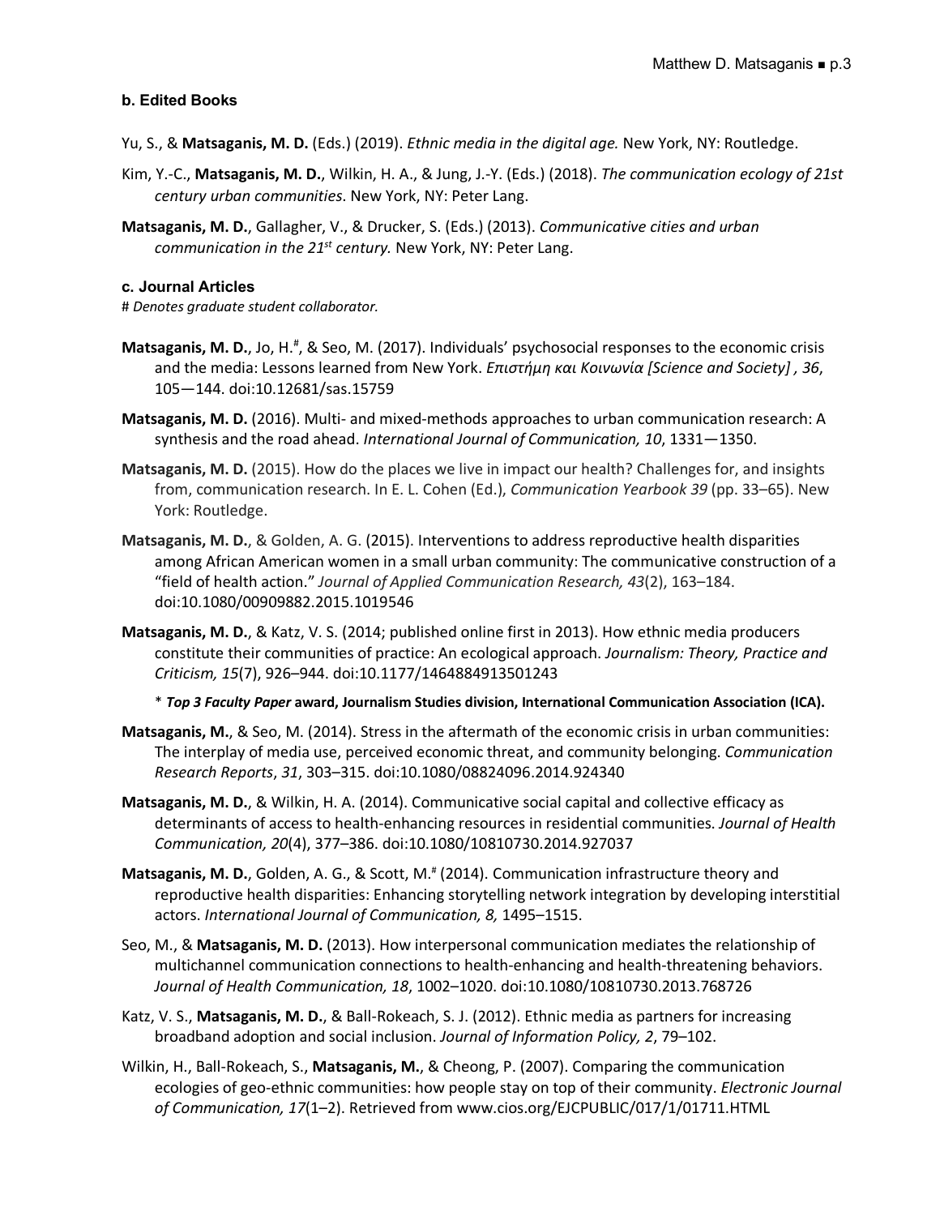### b. Edited Books

Yu, S., & **Matsaganis, M. D.** (Eds.) (2019). *Ethnic media in the digital age.* New York, NY: Routledge.

Kim, Y.-C., **Matsaganis, M. D.**, Wilkin, H. A., & Jung, J.-Y. (Eds.) (2018). *The communication ecology of 21st century urban communities*. New York, NY: Peter Lang.

**Matsaganis, M. D.**, Gallagher, V., & Drucker, S. (Eds.) (2013). *Communicative cities and urban communication in the 21st century.* New York, NY: Peter Lang.

### c. Journal Articles

# *Denotes graduate student collaborator.*

**Matsaganis, M. D.**, Jo, H.#, & Seo, M. (2017). Individuals' psychosocial responses to the economic crisis and the media: Lessons learned from New York. *Επιστήμη και Κοινωνία [Science and Society] , 36*, 105—144. doi:10.12681/sas.15759

**Matsaganis, M. D.** (2016). Multi- and mixed-methods approaches to urban communication research: A synthesis and the road ahead. *International Journal of Communication, 10*, 1331—1350.

**Matsaganis, M. D.** (2015). How do the places we live in impact our health? Challenges for, and insights from, communication research. In E. L. Cohen (Ed.), *Communication Yearbook 39* (pp. 33–65). New York: Routledge.

**Matsaganis, M. D.**, & Golden, A. G. (2015). Interventions to address reproductive health disparities among African American women in a small urban community: The communicative construction of a "field of health action." *Journal of Applied Communication Research, 43*(2), 163–184. doi:10.1080/00909882.2015.1019546

**Matsaganis, M. D.**, & Katz, V. S. (2014; published online first in 2013). How ethnic media producers constitute their communities of practice: An ecological approach. *Journalism: Theory, Practice and Criticism, 15*(7), 926–944. doi:10.1177/1464884913501243

\* ***Top 3 Faculty Paper* award, Journalism Studies division, International Communication Association (ICA).**

**Matsaganis, M.**, & Seo, M. (2014). Stress in the aftermath of the economic crisis in urban communities: The interplay of media use, perceived economic threat, and community belonging. *Communication Research Reports*, *31*, 303–315. doi:10.1080/08824096.2014.924340

**Matsaganis, M. D.**, & Wilkin, H. A. (2014). Communicative social capital and collective efficacy as determinants of access to health-enhancing resources in residential communities. *Journal of Health Communication, 20*(4), 377–386. doi:10.1080/10810730.2014.927037

**Matsaganis, M. D.**, Golden, A. G., & Scott, M.# (2014). Communication infrastructure theory and reproductive health disparities: Enhancing storytelling network integration by developing interstitial actors. *International Journal of Communication, 8,* 1495–1515.

Seo, M., & **Matsaganis, M. D.** (2013). How interpersonal communication mediates the relationship of multichannel communication connections to health-enhancing and health-threatening behaviors. *Journal of Health Communication, 18*, 1002–1020. doi:10.1080/10810730.2013.768726

Katz, V. S., **Matsaganis, M. D.**, & Ball-Rokeach, S. J. (2012). Ethnic media as partners for increasing broadband adoption and social inclusion. *Journal of Information Policy, 2*, 79–102.

Wilkin, H., Ball-Rokeach, S., **Matsaganis, M.**, & Cheong, P. (2007). Comparing the communication ecologies of geo-ethnic communities: how people stay on top of their community. *Electronic Journal of Communication, 17*(1–2). Retrieved from www.cios.org/EJCPUBLIC/017/1/01711.HTML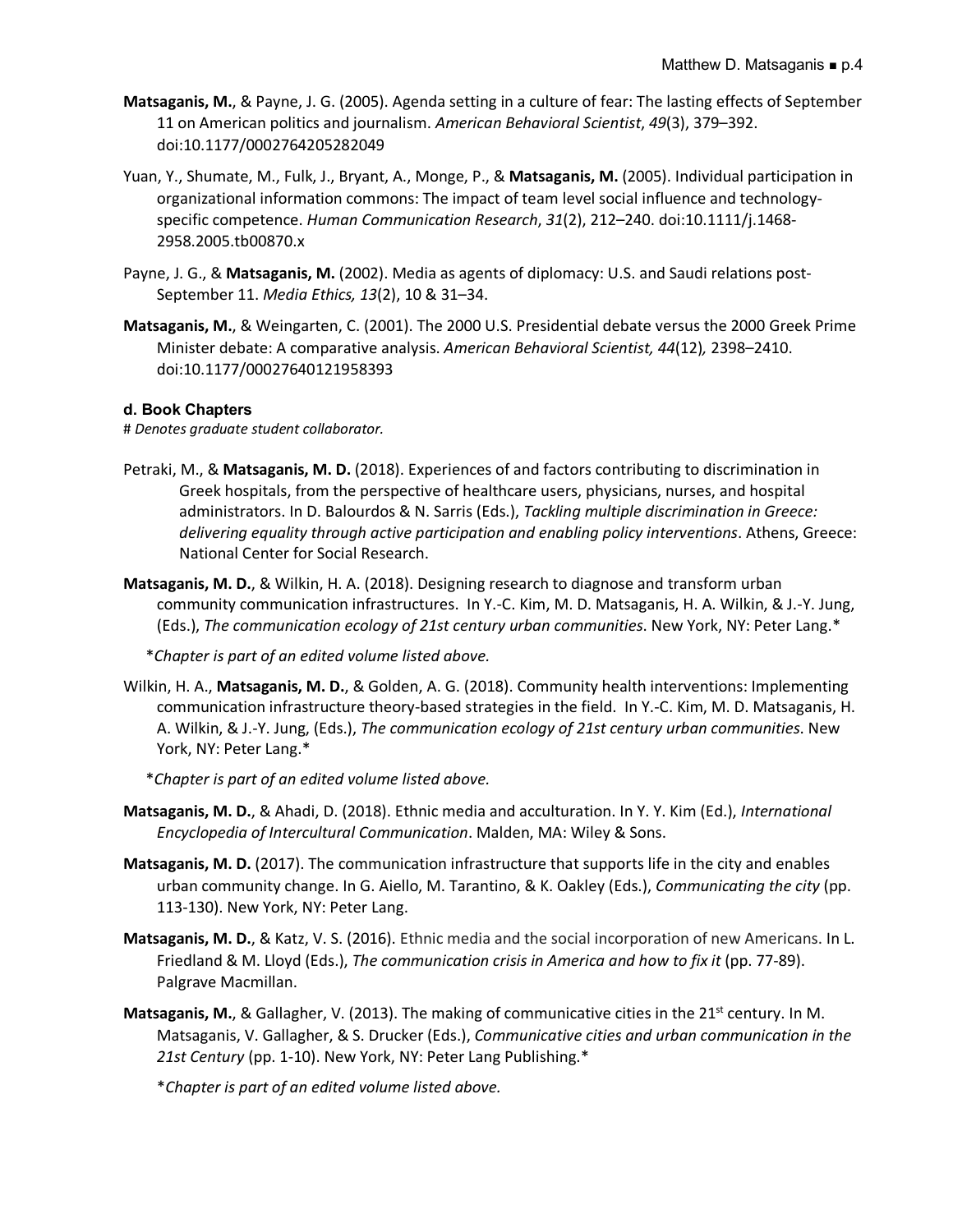**Matsaganis, M.**, & Payne, J. G. (2005). Agenda setting in a culture of fear: The lasting effects of September 11 on American politics and journalism. *American Behavioral Scientist*, *49*(3), 379–392. doi:10.1177/0002764205282049

Yuan, Y., Shumate, M., Fulk, J., Bryant, A., Monge, P., & **Matsaganis, M.** (2005). Individual participation in organizational information commons: The impact of team level social influence and technology-specific competence. *Human Communication Research*, *31*(2), 212–240. doi:10.1111/j.1468-2958.2005.tb00870.x

Payne, J. G., & **Matsaganis, M.** (2002). Media as agents of diplomacy: U.S. and Saudi relations post-September 11. *Media Ethics, 13*(2), 10 & 31–34.

**Matsaganis, M.**, & Weingarten, C. (2001). The 2000 U.S. Presidential debate versus the 2000 Greek Prime Minister debate: A comparative analysis. *American Behavioral Scientist, 44*(12)*,* 2398–2410. doi:10.1177/00027640121958393

#### d. Book Chapters

# *Denotes graduate student collaborator.*

Petraki, M., & **Matsaganis, M. D.** (2018). Experiences of and factors contributing to discrimination in Greek hospitals, from the perspective of healthcare users, physicians, nurses, and hospital administrators. In D. Balourdos & N. Sarris (Eds.), *Tackling multiple discrimination in Greece: delivering equality through active participation and enabling policy interventions*. Athens, Greece: National Center for Social Research.

**Matsaganis, M. D.**, & Wilkin, H. A. (2018). Designing research to diagnose and transform urban community communication infrastructures. In Y.-C. Kim, M. D. Matsaganis, H. A. Wilkin, & J.-Y. Jung, (Eds.), *The communication ecology of 21st century urban communities*. New York, NY: Peter Lang.*

*\*Chapter is part of an edited volume listed above.*

Wilkin, H. A., **Matsaganis, M. D.**, & Golden, A. G. (2018). Community health interventions: Implementing communication infrastructure theory-based strategies in the field. In Y.-C. Kim, M. D. Matsaganis, H. A. Wilkin, & J.-Y. Jung, (Eds.), *The communication ecology of 21st century urban communities*. New York, NY: Peter Lang.*

*\*Chapter is part of an edited volume listed above.*

**Matsaganis, M. D.**, & Ahadi, D. (2018). Ethnic media and acculturation. In Y. Y. Kim (Ed.), *International Encyclopedia of Intercultural Communication*. Malden, MA: Wiley & Sons.

**Matsaganis, M. D.** (2017). The communication infrastructure that supports life in the city and enables urban community change. In G. Aiello, M. Tarantino, & K. Oakley (Eds.), *Communicating the city* (pp. 113-130). New York, NY: Peter Lang.

**Matsaganis, M. D.**, & Katz, V. S. (2016). Ethnic media and the social incorporation of new Americans. In L. Friedland & M. Lloyd (Eds.), *The communication crisis in America and how to fix it* (pp. 77-89). Palgrave Macmillan.

**Matsaganis, M.**, & Gallagher, V. (2013). The making of communicative cities in the 21st century. In M. Matsaganis, V. Gallagher, & S. Drucker (Eds.), *Communicative cities and urban communication in the 21st Century* (pp. 1-10). New York, NY: Peter Lang Publishing.*

*\*Chapter is part of an edited volume listed above.*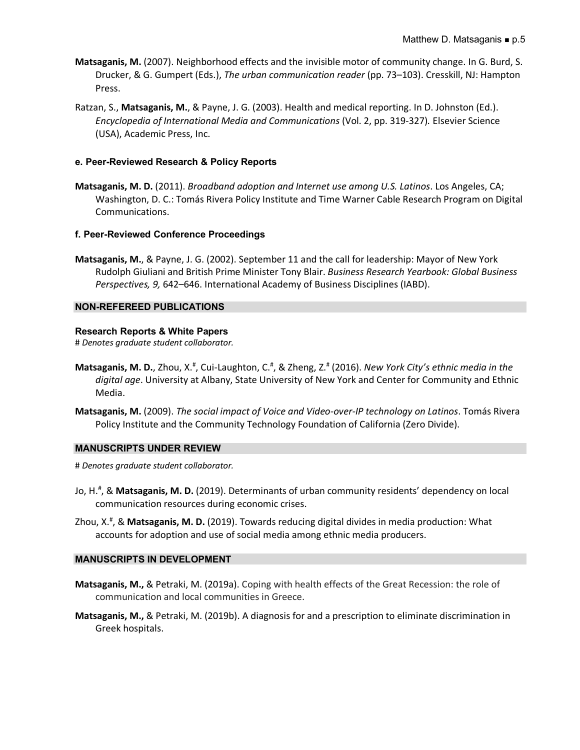**Matsaganis, M.** (2007). Neighborhood effects and the invisible motor of community change. In G. Burd, S. Drucker, & G. Gumpert (Eds.), *The urban communication reader* (pp. 73–103). Cresskill, NJ: Hampton Press.

Ratzan, S., **Matsaganis, M.**, & Payne, J. G. (2003). Health and medical reporting. In D. Johnston (Ed.). *Encyclopedia of International Media and Communications* (Vol. 2, pp. 319-327)*.* Elsevier Science (USA), Academic Press, Inc.

#### e. Peer-Reviewed Research & Policy Reports

**Matsaganis, M. D.** (2011). *Broadband adoption and Internet use among U.S. Latinos*. Los Angeles, CA; Washington, D. C.: Tomás Rivera Policy Institute and Time Warner Cable Research Program on Digital Communications.

#### f. Peer-Reviewed Conference Proceedings

**Matsaganis, M.**, & Payne, J. G. (2002). September 11 and the call for leadership: Mayor of New York Rudolph Giuliani and British Prime Minister Tony Blair. *Business Research Yearbook: Global Business Perspectives, 9,* 642–646. International Academy of Business Disciplines (IABD).

## NON-REFEREED PUBLICATIONS

#### Research Reports & White Papers

# *Denotes graduate student collaborator.*

**Matsaganis, M. D.**, Zhou, X.#, Cui-Laughton, C.#, & Zheng, Z.# (2016). *New York City's ethnic media in the digital age*. University at Albany, State University of New York and Center for Community and Ethnic Media.

**Matsaganis, M.** (2009). *The social impact of Voice and Video-over-IP technology on Latinos*. Tomás Rivera Policy Institute and the Community Technology Foundation of California (Zero Divide).

## MANUSCRIPTS UNDER REVIEW

# *Denotes graduate student collaborator.*

Jo, H.#, & **Matsaganis, M. D.** (2019). Determinants of urban community residents' dependency on local communication resources during economic crises.

Zhou, X.#, & **Matsaganis, M. D.** (2019). Towards reducing digital divides in media production: What accounts for adoption and use of social media among ethnic media producers.

## MANUSCRIPTS IN DEVELOPMENT

**Matsaganis, M.,** & Petraki, M. (2019a). Coping with health effects of the Great Recession: the role of communication and local communities in Greece.

**Matsaganis, M.,** & Petraki, M. (2019b). A diagnosis for and a prescription to eliminate discrimination in Greek hospitals.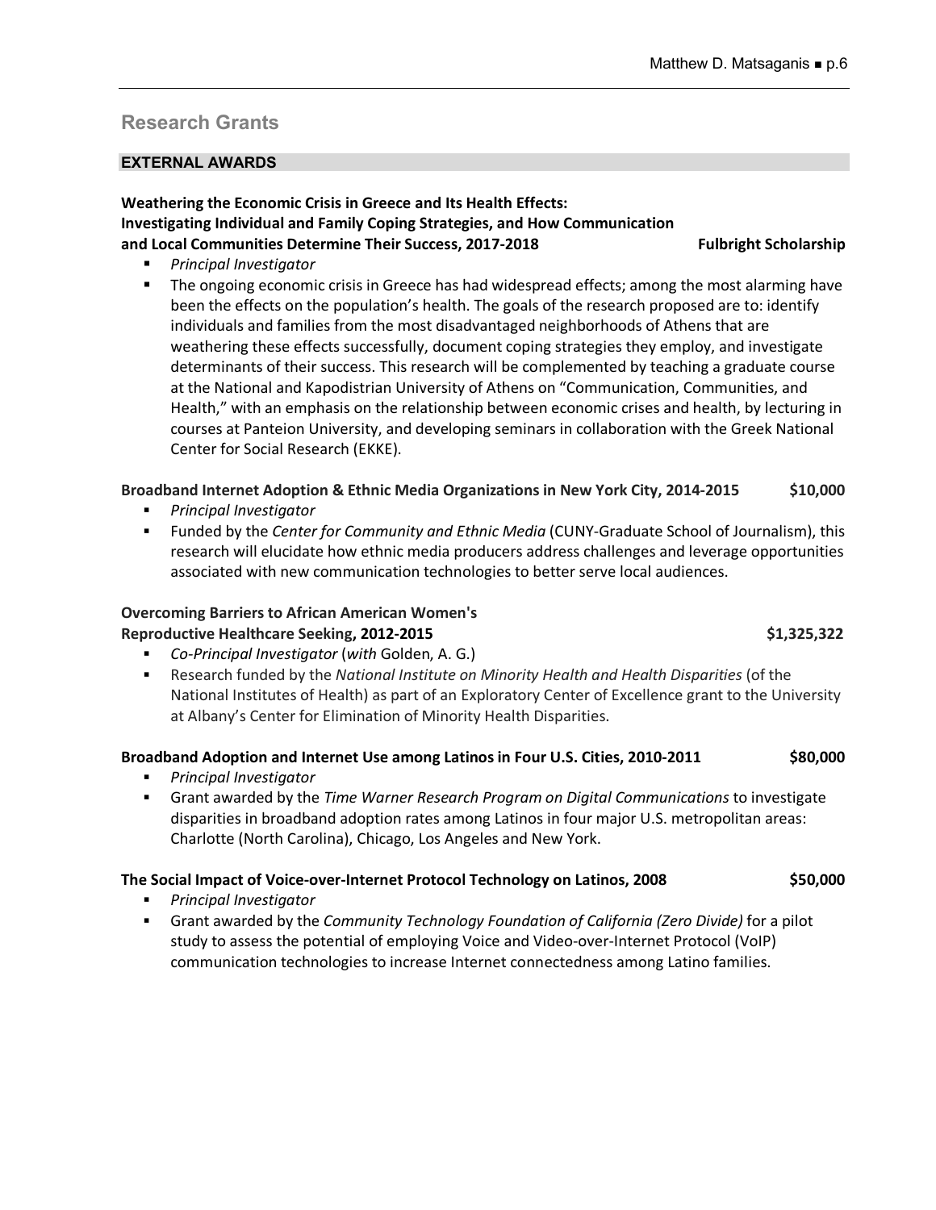## Research Grants

### EXTERNAL AWARDS

**Weathering the Economic Crisis in Greece and Its Health Effects: Investigating Individual and Family Coping Strategies, and How Communication and Local Communities Determine Their Success, 2017-2018** — **Fulbright Scholarship**

- *Principal Investigator*
- The ongoing economic crisis in Greece has had widespread effects; among the most alarming have been the effects on the population's health. The goals of the research proposed are to: identify individuals and families from the most disadvantaged neighborhoods of Athens that are weathering these effects successfully, document coping strategies they employ, and investigate determinants of their success. This research will be complemented by teaching a graduate course at the National and Kapodistrian University of Athens on "Communication, Communities, and Health," with an emphasis on the relationship between economic crises and health, by lecturing in courses at Panteion University, and developing seminars in collaboration with the Greek National Center for Social Research (EKKE).

**Broadband Internet Adoption & Ethnic Media Organizations in New York City, 2014-2015** — **$10,000**

- *Principal Investigator*
- Funded by the *Center for Community and Ethnic Media* (CUNY-Graduate School of Journalism), this research will elucidate how ethnic media producers address challenges and leverage opportunities associated with new communication technologies to better serve local audiences.

**Overcoming Barriers to African American Women's Reproductive Healthcare Seeking, 2012-2015** — **$1,325,322**

- *Co-Principal Investigator* (*with* Golden, A. G.)
- Research funded by the *National Institute on Minority Health and Health Disparities* (of the National Institutes of Health) as part of an Exploratory Center of Excellence grant to the University at Albany's Center for Elimination of Minority Health Disparities.

**Broadband Adoption and Internet Use among Latinos in Four U.S. Cities, 2010-2011** — **$80,000**

- *Principal Investigator*
- Grant awarded by the *Time Warner Research Program on Digital Communications* to investigate disparities in broadband adoption rates among Latinos in four major U.S. metropolitan areas: Charlotte (North Carolina), Chicago, Los Angeles and New York.

**The Social Impact of Voice-over-Internet Protocol Technology on Latinos, 2008** — **$50,000**

- *Principal Investigator*
- Grant awarded by the *Community Technology Foundation of California (Zero Divide)* for a pilot study to assess the potential of employing Voice and Video-over-Internet Protocol (VoIP) communication technologies to increase Internet connectedness among Latino families.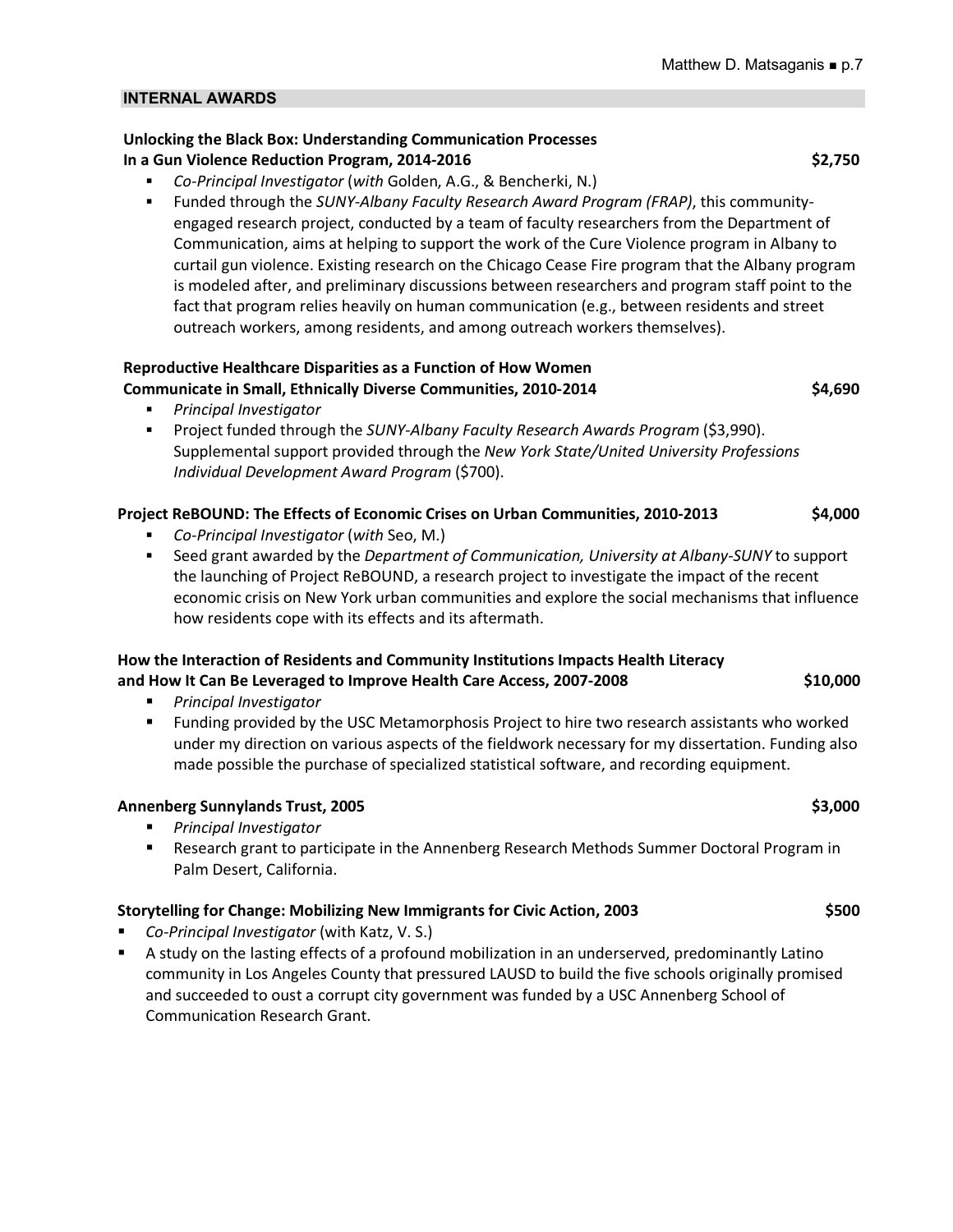## INTERNAL AWARDS

**Unlocking the Black Box: Understanding Communication Processes In a Gun Violence Reduction Program, 2014-2016** **$2,750**

- *Co-Principal Investigator* (*with* Golden, A.G., & Bencherki, N.)
- Funded through the *SUNY-Albany Faculty Research Award Program (FRAP)*, this community-engaged research project, conducted by a team of faculty researchers from the Department of Communication, aims at helping to support the work of the Cure Violence program in Albany to curtail gun violence. Existing research on the Chicago Cease Fire program that the Albany program is modeled after, and preliminary discussions between researchers and program staff point to the fact that program relies heavily on human communication (e.g., between residents and street outreach workers, among residents, and among outreach workers themselves).

**Reproductive Healthcare Disparities as a Function of How Women Communicate in Small, Ethnically Diverse Communities, 2010-2014** **$4,690**

- *Principal Investigator*
- Project funded through the *SUNY-Albany Faculty Research Awards Program* ($3,990). Supplemental support provided through the *New York State/United University Professions Individual Development Award Program* ($700).

**Project ReBOUND: The Effects of Economic Crises on Urban Communities, 2010-2013** **$4,000**

- *Co-Principal Investigator* (*with* Seo, M.)
- Seed grant awarded by the *Department of Communication, University at Albany-SUNY* to support the launching of Project ReBOUND, a research project to investigate the impact of the recent economic crisis on New York urban communities and explore the social mechanisms that influence how residents cope with its effects and its aftermath.

**How the Interaction of Residents and Community Institutions Impacts Health Literacy and How It Can Be Leveraged to Improve Health Care Access, 2007-2008** **$10,000**

- *Principal Investigator*
- Funding provided by the USC Metamorphosis Project to hire two research assistants who worked under my direction on various aspects of the fieldwork necessary for my dissertation. Funding also made possible the purchase of specialized statistical software, and recording equipment.

**Annenberg Sunnylands Trust, 2005** **$3,000**

- *Principal Investigator*
- Research grant to participate in the Annenberg Research Methods Summer Doctoral Program in Palm Desert, California.

**Storytelling for Change: Mobilizing New Immigrants for Civic Action, 2003** **$500**

- *Co-Principal Investigator* (with Katz, V. S.)
- A study on the lasting effects of a profound mobilization in an underserved, predominantly Latino community in Los Angeles County that pressured LAUSD to build the five schools originally promised and succeeded to oust a corrupt city government was funded by a USC Annenberg School of Communication Research Grant.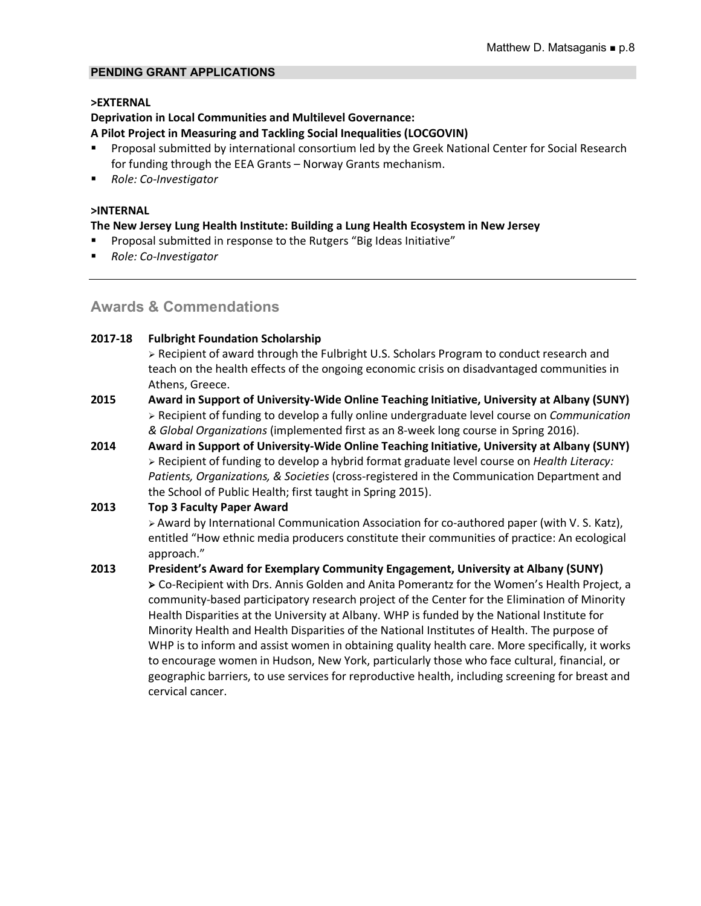## PENDING GRANT APPLICATIONS

**>EXTERNAL**

**Deprivation in Local Communities and Multilevel Governance:**
**A Pilot Project in Measuring and Tackling Social Inequalities (LOCGOVIN)**

- Proposal submitted by international consortium led by the Greek National Center for Social Research for funding through the EEA Grants – Norway Grants mechanism.
- *Role: Co-Investigator*

**>INTERNAL**

**The New Jersey Lung Health Institute: Building a Lung Health Ecosystem in New Jersey**

- Proposal submitted in response to the Rutgers "Big Ideas Initiative"
- *Role: Co-Investigator*

---

## Awards & Commendations

**2017-18 Fulbright Foundation Scholarship**
➢ Recipient of award through the Fulbright U.S. Scholars Program to conduct research and teach on the health effects of the ongoing economic crisis on disadvantaged communities in Athens, Greece.

**2015 Award in Support of University-Wide Online Teaching Initiative, University at Albany (SUNY)**
➢ Recipient of funding to develop a fully online undergraduate level course on *Communication & Global Organizations* (implemented first as an 8-week long course in Spring 2016).

**2014 Award in Support of University-Wide Online Teaching Initiative, University at Albany (SUNY)**
➢ Recipient of funding to develop a hybrid format graduate level course on *Health Literacy: Patients, Organizations, & Societies* (cross-registered in the Communication Department and the School of Public Health; first taught in Spring 2015).

**2013 Top 3 Faculty Paper Award**
➢ Award by International Communication Association for co-authored paper (with V. S. Katz), entitled "How ethnic media producers constitute their communities of practice: An ecological approach."

**2013 President's Award for Exemplary Community Engagement, University at Albany (SUNY)**
➢ Co-Recipient with Drs. Annis Golden and Anita Pomerantz for the Women's Health Project, a community-based participatory research project of the Center for the Elimination of Minority Health Disparities at the University at Albany. WHP is funded by the National Institute for Minority Health and Health Disparities of the National Institutes of Health. The purpose of WHP is to inform and assist women in obtaining quality health care. More specifically, it works to encourage women in Hudson, New York, particularly those who face cultural, financial, or geographic barriers, to use services for reproductive health, including screening for breast and cervical cancer.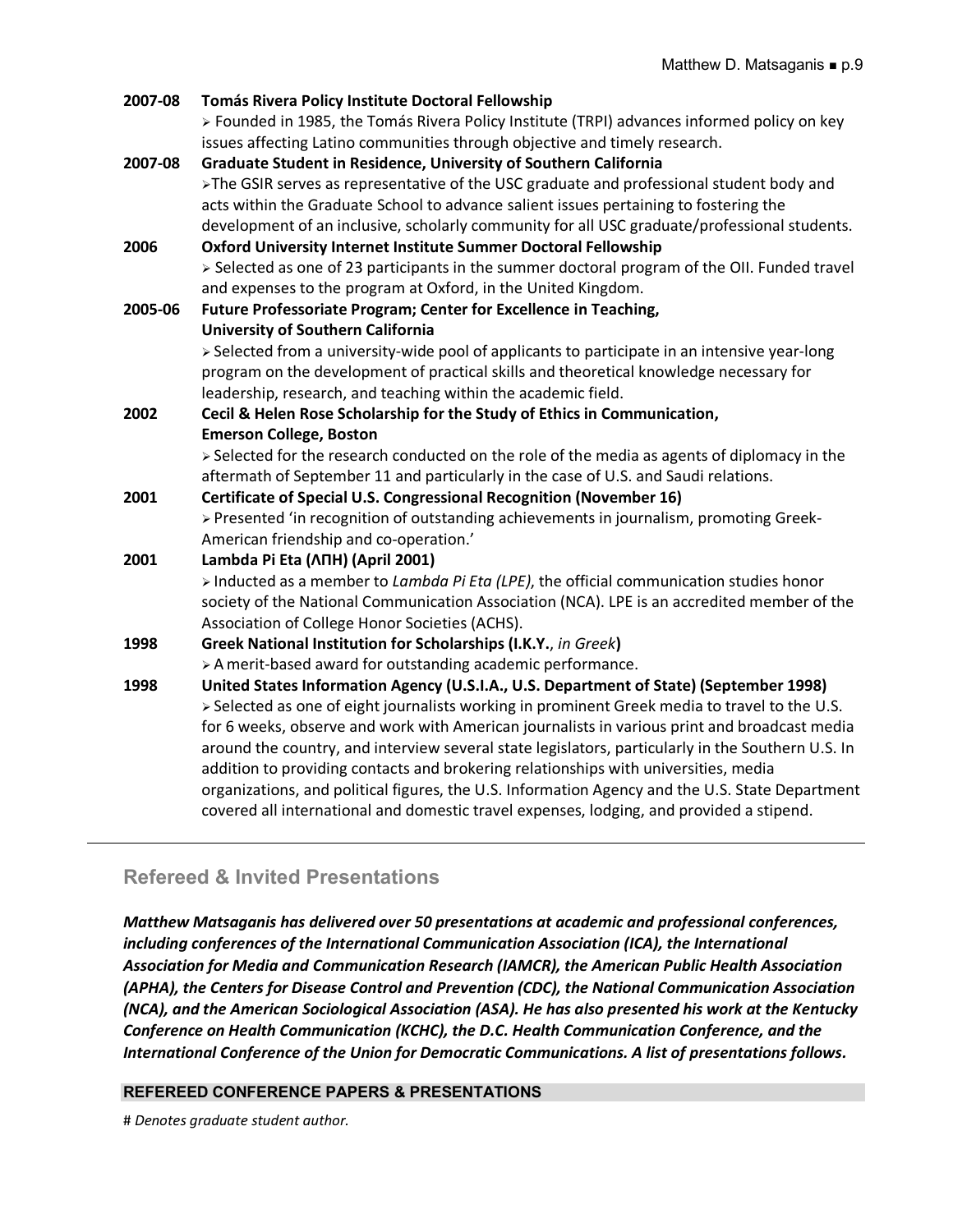**2007-08** **Tomás Rivera Policy Institute Doctoral Fellowship**
➢ Founded in 1985, the Tomás Rivera Policy Institute (TRPI) advances informed policy on key issues affecting Latino communities through objective and timely research.

**2007-08** **Graduate Student in Residence, University of Southern California**
➢The GSIR serves as representative of the USC graduate and professional student body and acts within the Graduate School to advance salient issues pertaining to fostering the development of an inclusive, scholarly community for all USC graduate/professional students.

**2006** **Oxford University Internet Institute Summer Doctoral Fellowship**
➢ Selected as one of 23 participants in the summer doctoral program of the OII. Funded travel and expenses to the program at Oxford, in the United Kingdom.

**2005-06** **Future Professoriate Program; Center for Excellence in Teaching, University of Southern California**
➢ Selected from a university-wide pool of applicants to participate in an intensive year-long program on the development of practical skills and theoretical knowledge necessary for leadership, research, and teaching within the academic field.

**2002** **Cecil & Helen Rose Scholarship for the Study of Ethics in Communication, Emerson College, Boston**
➢ Selected for the research conducted on the role of the media as agents of diplomacy in the aftermath of September 11 and particularly in the case of U.S. and Saudi relations.

**2001** **Certificate of Special U.S. Congressional Recognition (November 16)**
➢ Presented 'in recognition of outstanding achievements in journalism, promoting Greek-American friendship and co-operation.'

**2001** **Lambda Pi Eta (ΛΠΗ) (April 2001)**
➢ Inducted as a member to *Lambda Pi Eta (LPE)*, the official communication studies honor society of the National Communication Association (NCA). LPE is an accredited member of the Association of College Honor Societies (ACHS).

**1998** **Greek National Institution for Scholarships (I.K.Y.**, *in Greek***)**
➢ A merit-based award for outstanding academic performance.

**1998** **United States Information Agency (U.S.I.A., U.S. Department of State) (September 1998)**
➢ Selected as one of eight journalists working in prominent Greek media to travel to the U.S. for 6 weeks, observe and work with American journalists in various print and broadcast media around the country, and interview several state legislators, particularly in the Southern U.S. In addition to providing contacts and brokering relationships with universities, media organizations, and political figures, the U.S. Information Agency and the U.S. State Department covered all international and domestic travel expenses, lodging, and provided a stipend.

---

## Refereed & Invited Presentations

***Matthew Matsaganis has delivered over 50 presentations at academic and professional conferences, including conferences of the International Communication Association (ICA), the International Association for Media and Communication Research (IAMCR), the American Public Health Association (APHA), the Centers for Disease Control and Prevention (CDC), the National Communication Association (NCA), and the American Sociological Association (ASA). He has also presented his work at the Kentucky Conference on Health Communication (KCHC), the D.C. Health Communication Conference, and the International Conference of the Union for Democratic Communications. A list of presentations follows.***

### REFEREED CONFERENCE PAPERS & PRESENTATIONS

# *Denotes graduate student author.*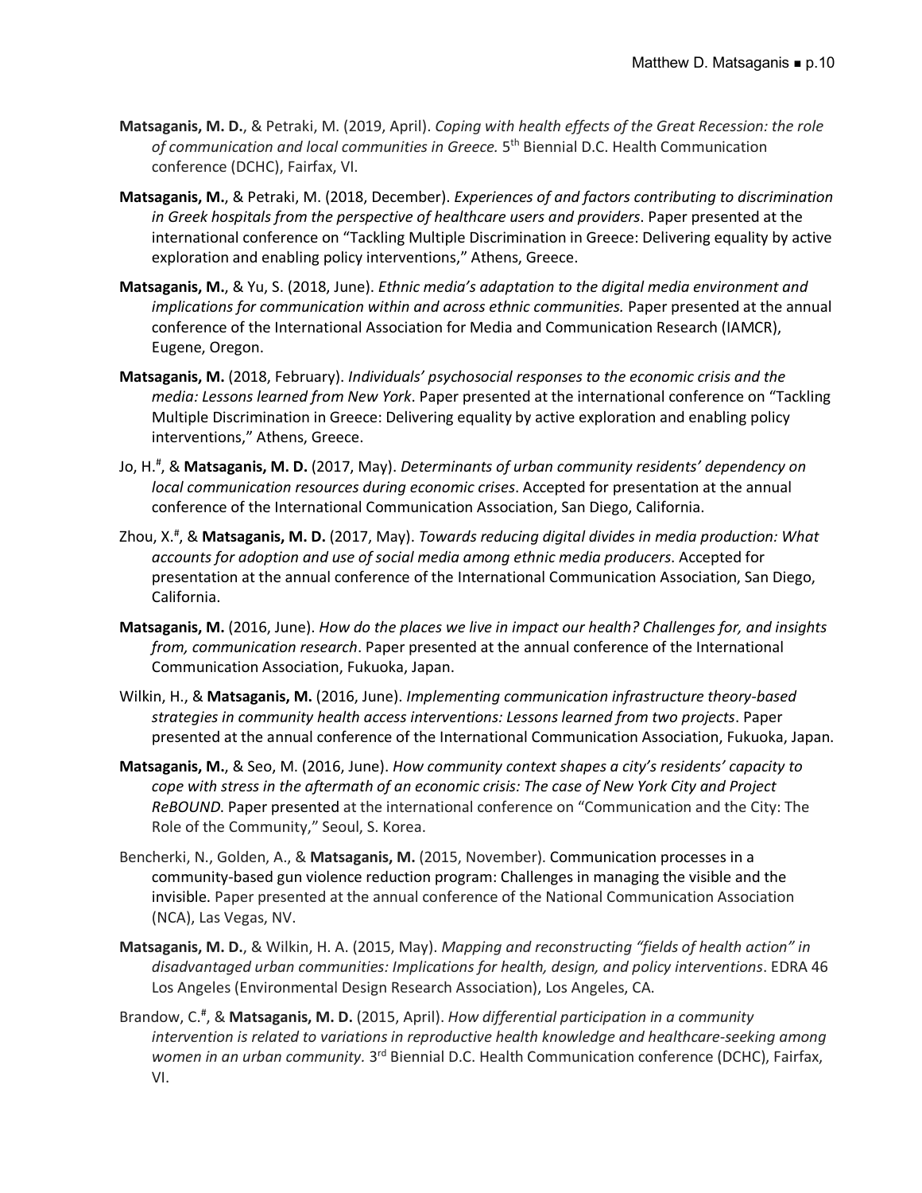**Matsaganis, M. D.**, & Petraki, M. (2019, April). *Coping with health effects of the Great Recession: the role of communication and local communities in Greece.* 5th Biennial D.C. Health Communication conference (DCHC), Fairfax, VI.

**Matsaganis, M.**, & Petraki, M. (2018, December). *Experiences of and factors contributing to discrimination in Greek hospitals from the perspective of healthcare users and providers*. Paper presented at the international conference on "Tackling Multiple Discrimination in Greece: Delivering equality by active exploration and enabling policy interventions," Athens, Greece.

**Matsaganis, M.**, & Yu, S. (2018, June). *Ethnic media's adaptation to the digital media environment and implications for communication within and across ethnic communities.* Paper presented at the annual conference of the International Association for Media and Communication Research (IAMCR), Eugene, Oregon.

**Matsaganis, M.** (2018, February). *Individuals' psychosocial responses to the economic crisis and the media: Lessons learned from New York*. Paper presented at the international conference on "Tackling Multiple Discrimination in Greece: Delivering equality by active exploration and enabling policy interventions," Athens, Greece.

Jo, H.[#], & **Matsaganis, M. D.** (2017, May). *Determinants of urban community residents' dependency on local communication resources during economic crises*. Accepted for presentation at the annual conference of the International Communication Association, San Diego, California.

Zhou, X.[#], & **Matsaganis, M. D.** (2017, May). *Towards reducing digital divides in media production: What accounts for adoption and use of social media among ethnic media producers*. Accepted for presentation at the annual conference of the International Communication Association, San Diego, California.

**Matsaganis, M.** (2016, June). *How do the places we live in impact our health? Challenges for, and insights from, communication research*. Paper presented at the annual conference of the International Communication Association, Fukuoka, Japan.

Wilkin, H., & **Matsaganis, M.** (2016, June). *Implementing communication infrastructure theory-based strategies in community health access interventions: Lessons learned from two projects*. Paper presented at the annual conference of the International Communication Association, Fukuoka, Japan.

**Matsaganis, M.**, & Seo, M. (2016, June). *How community context shapes a city's residents' capacity to cope with stress in the aftermath of an economic crisis: The case of New York City and Project ReBOUND*. Paper presented at the international conference on "Communication and the City: The Role of the Community," Seoul, S. Korea.

Bencherki, N., Golden, A., & **Matsaganis, M.** (2015, November). Communication processes in a community-based gun violence reduction program: Challenges in managing the visible and the invisible. Paper presented at the annual conference of the National Communication Association (NCA), Las Vegas, NV.

**Matsaganis, M. D.**, & Wilkin, H. A. (2015, May). *Mapping and reconstructing "fields of health action" in disadvantaged urban communities: Implications for health, design, and policy interventions*. EDRA 46 Los Angeles (Environmental Design Research Association), Los Angeles, CA.

Brandow, C.[#], & **Matsaganis, M. D.** (2015, April). *How differential participation in a community intervention is related to variations in reproductive health knowledge and healthcare-seeking among women in an urban community.* 3rd Biennial D.C. Health Communication conference (DCHC), Fairfax, VI.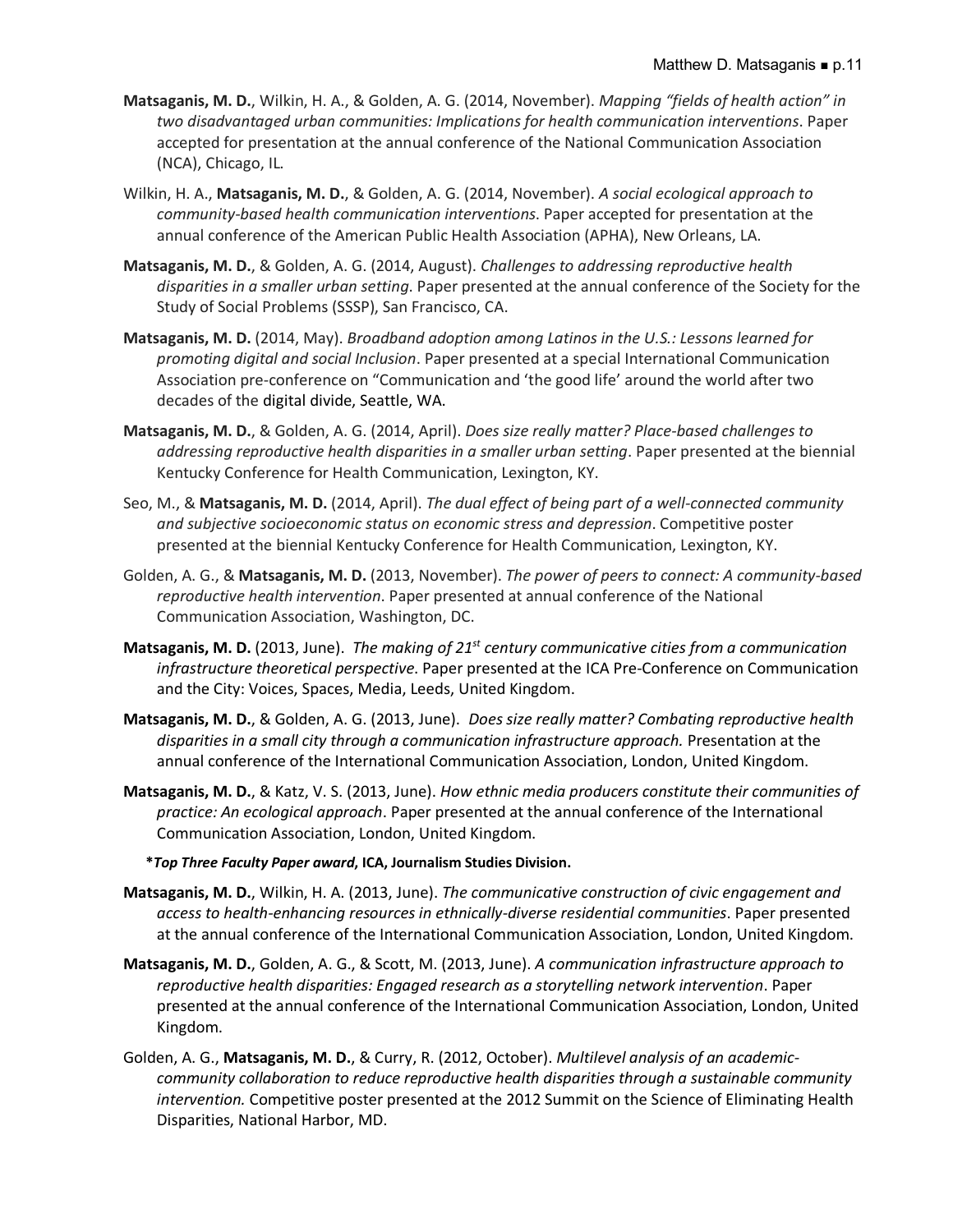**Matsaganis, M. D.**, Wilkin, H. A., & Golden, A. G. (2014, November). *Mapping "fields of health action" in two disadvantaged urban communities: Implications for health communication interventions*. Paper accepted for presentation at the annual conference of the National Communication Association (NCA), Chicago, IL.

Wilkin, H. A., **Matsaganis, M. D.**, & Golden, A. G. (2014, November). *A social ecological approach to community-based health communication interventions*. Paper accepted for presentation at the annual conference of the American Public Health Association (APHA), New Orleans, LA.

**Matsaganis, M. D.**, & Golden, A. G. (2014, August). *Challenges to addressing reproductive health disparities in a smaller urban setting*. Paper presented at the annual conference of the Society for the Study of Social Problems (SSSP), San Francisco, CA.

**Matsaganis, M. D.** (2014, May). *Broadband adoption among Latinos in the U.S.: Lessons learned for promoting digital and social Inclusion*. Paper presented at a special International Communication Association pre-conference on "Communication and 'the good life' around the world after two decades of the digital divide, Seattle, WA.

**Matsaganis, M. D.**, & Golden, A. G. (2014, April). *Does size really matter? Place-based challenges to addressing reproductive health disparities in a smaller urban setting*. Paper presented at the biennial Kentucky Conference for Health Communication, Lexington, KY.

Seo, M., & **Matsaganis, M. D.** (2014, April). *The dual effect of being part of a well-connected community and subjective socioeconomic status on economic stress and depression*. Competitive poster presented at the biennial Kentucky Conference for Health Communication, Lexington, KY.

Golden, A. G., & **Matsaganis, M. D.** (2013, November). *The power of peers to connect: A community-based reproductive health intervention*. Paper presented at annual conference of the National Communication Association, Washington, DC.

**Matsaganis, M. D.** (2013, June). *The making of 21st century communicative cities from a communication infrastructure theoretical perspective*. Paper presented at the ICA Pre-Conference on Communication and the City: Voices, Spaces, Media, Leeds, United Kingdom.

**Matsaganis, M. D.**, & Golden, A. G. (2013, June). *Does size really matter? Combating reproductive health disparities in a small city through a communication infrastructure approach.* Presentation at the annual conference of the International Communication Association, London, United Kingdom.

**Matsaganis, M. D.**, & Katz, V. S. (2013, June). *How ethnic media producers constitute their communities of practice: An ecological approach*. Paper presented at the annual conference of the International Communication Association, London, United Kingdom.

**\****Top Three Faculty Paper award***, ICA, Journalism Studies Division.**

**Matsaganis, M. D.**, Wilkin, H. A. (2013, June). *The communicative construction of civic engagement and access to health-enhancing resources in ethnically-diverse residential communities*. Paper presented at the annual conference of the International Communication Association, London, United Kingdom.

**Matsaganis, M. D.**, Golden, A. G., & Scott, M. (2013, June). *A communication infrastructure approach to reproductive health disparities: Engaged research as a storytelling network intervention*. Paper presented at the annual conference of the International Communication Association, London, United Kingdom.

Golden, A. G., **Matsaganis, M. D.**, & Curry, R. (2012, October). *Multilevel analysis of an academic-community collaboration to reduce reproductive health disparities through a sustainable community intervention.* Competitive poster presented at the 2012 Summit on the Science of Eliminating Health Disparities, National Harbor, MD.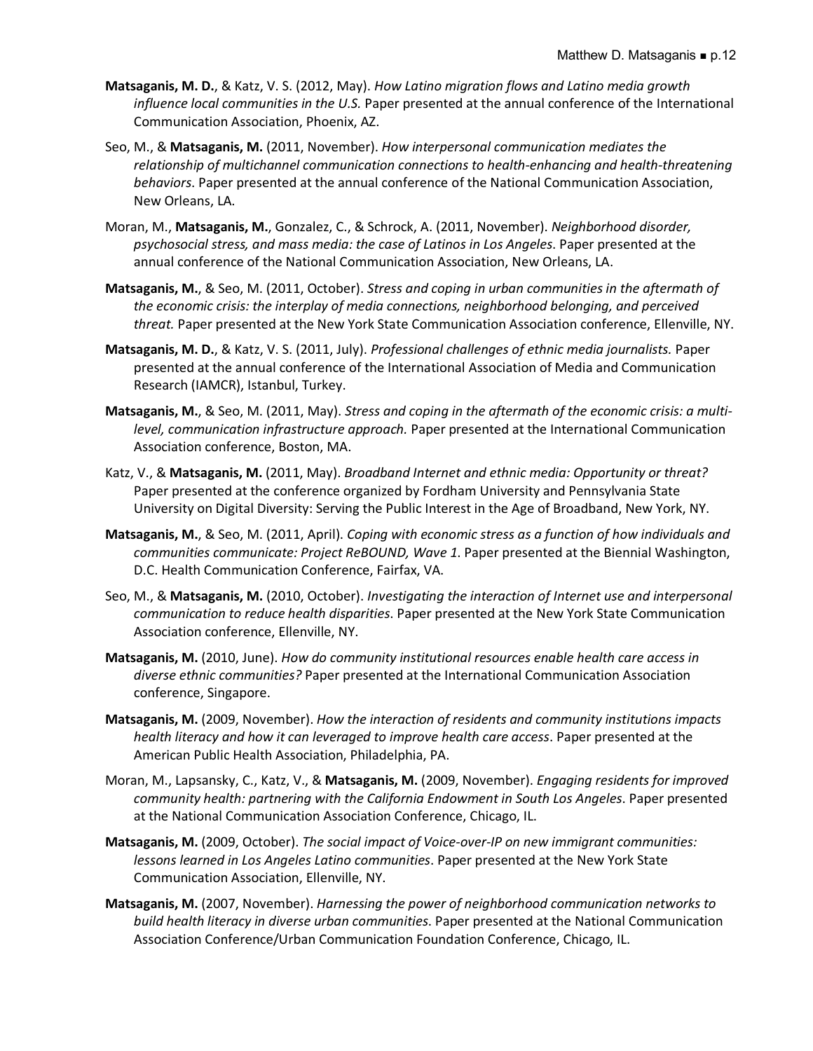**Matsaganis, M. D.**, & Katz, V. S. (2012, May). *How Latino migration flows and Latino media growth influence local communities in the U.S.* Paper presented at the annual conference of the International Communication Association, Phoenix, AZ.

Seo, M., & **Matsaganis, M.** (2011, November). *How interpersonal communication mediates the relationship of multichannel communication connections to health-enhancing and health-threatening behaviors*. Paper presented at the annual conference of the National Communication Association, New Orleans, LA.

Moran, M., **Matsaganis, M.**, Gonzalez, C., & Schrock, A. (2011, November). *Neighborhood disorder, psychosocial stress, and mass media: the case of Latinos in Los Angeles*. Paper presented at the annual conference of the National Communication Association, New Orleans, LA.

**Matsaganis, M.**, & Seo, M. (2011, October). *Stress and coping in urban communities in the aftermath of the economic crisis: the interplay of media connections, neighborhood belonging, and perceived threat.* Paper presented at the New York State Communication Association conference, Ellenville, NY.

**Matsaganis, M. D.**, & Katz, V. S. (2011, July). *Professional challenges of ethnic media journalists.* Paper presented at the annual conference of the International Association of Media and Communication Research (IAMCR), Istanbul, Turkey.

**Matsaganis, M.**, & Seo, M. (2011, May). *Stress and coping in the aftermath of the economic crisis: a multi-level, communication infrastructure approach.* Paper presented at the International Communication Association conference, Boston, MA.

Katz, V., & **Matsaganis, M.** (2011, May). *Broadband Internet and ethnic media: Opportunity or threat?* Paper presented at the conference organized by Fordham University and Pennsylvania State University on Digital Diversity: Serving the Public Interest in the Age of Broadband, New York, NY.

**Matsaganis, M.**, & Seo, M. (2011, April). *Coping with economic stress as a function of how individuals and communities communicate: Project ReBOUND, Wave 1.* Paper presented at the Biennial Washington, D.C. Health Communication Conference, Fairfax, VA.

Seo, M., & **Matsaganis, M.** (2010, October). *Investigating the interaction of Internet use and interpersonal communication to reduce health disparities*. Paper presented at the New York State Communication Association conference, Ellenville, NY.

**Matsaganis, M.** (2010, June). *How do community institutional resources enable health care access in diverse ethnic communities?* Paper presented at the International Communication Association conference, Singapore.

**Matsaganis, M.** (2009, November). *How the interaction of residents and community institutions impacts health literacy and how it can leveraged to improve health care access*. Paper presented at the American Public Health Association, Philadelphia, PA.

Moran, M., Lapsansky, C., Katz, V., & **Matsaganis, M.** (2009, November). *Engaging residents for improved community health: partnering with the California Endowment in South Los Angeles*. Paper presented at the National Communication Association Conference, Chicago, IL.

**Matsaganis, M.** (2009, October). *The social impact of Voice-over-IP on new immigrant communities: lessons learned in Los Angeles Latino communities*. Paper presented at the New York State Communication Association, Ellenville, NY.

**Matsaganis, M.** (2007, November). *Harnessing the power of neighborhood communication networks to build health literacy in diverse urban communities*. Paper presented at the National Communication Association Conference/Urban Communication Foundation Conference, Chicago, IL.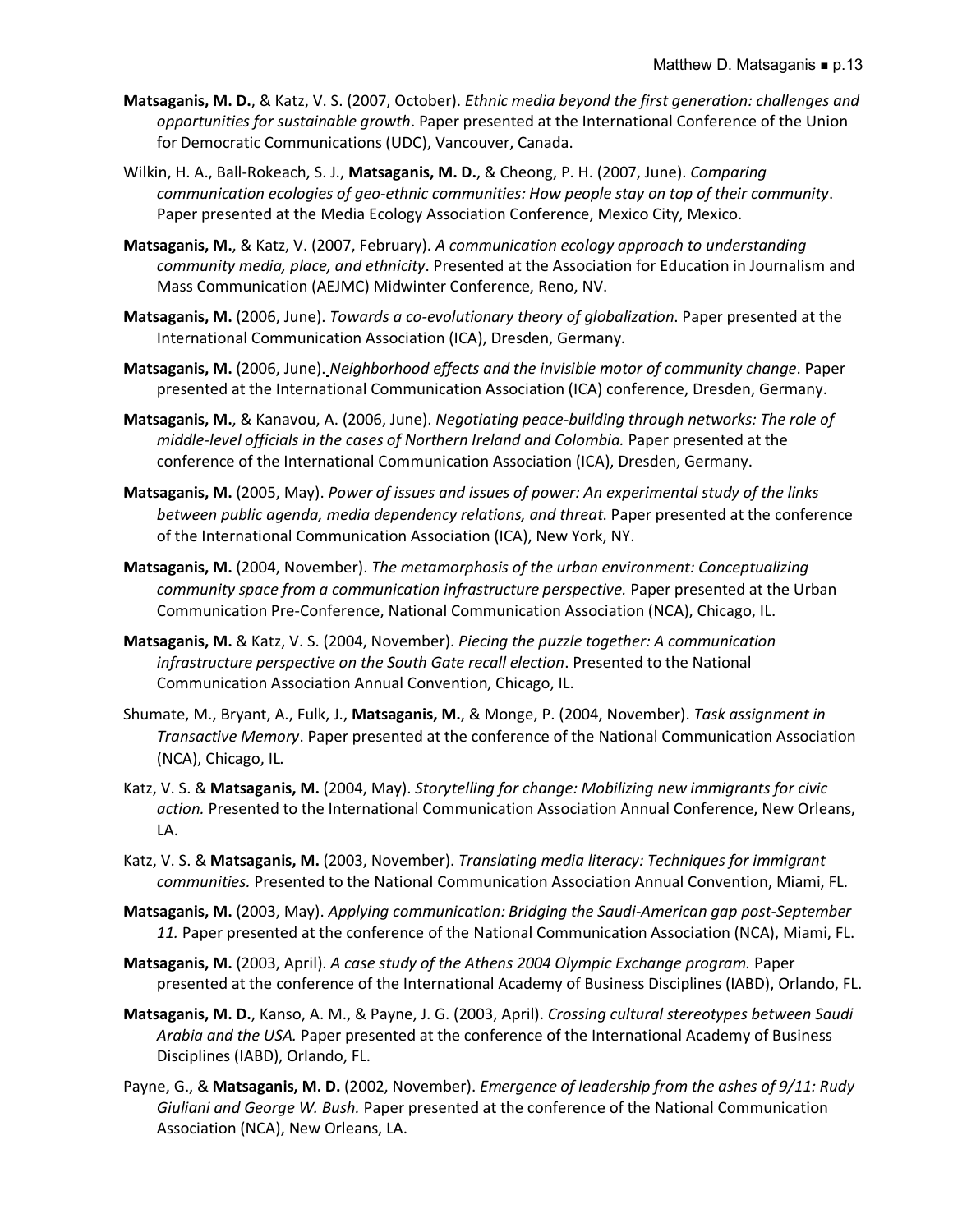**Matsaganis, M. D.**, & Katz, V. S. (2007, October). *Ethnic media beyond the first generation: challenges and opportunities for sustainable growth*. Paper presented at the International Conference of the Union for Democratic Communications (UDC), Vancouver, Canada.

Wilkin, H. A., Ball-Rokeach, S. J., **Matsaganis, M. D.**, & Cheong, P. H. (2007, June). *Comparing communication ecologies of geo-ethnic communities: How people stay on top of their community*. Paper presented at the Media Ecology Association Conference, Mexico City, Mexico.

**Matsaganis, M.**, & Katz, V. (2007, February). *A communication ecology approach to understanding community media, place, and ethnicity*. Presented at the Association for Education in Journalism and Mass Communication (AEJMC) Midwinter Conference, Reno, NV.

**Matsaganis, M.** (2006, June). *Towards a co-evolutionary theory of globalization*. Paper presented at the International Communication Association (ICA), Dresden, Germany.

**Matsaganis, M.** (2006, June). *Neighborhood effects and the invisible motor of community change*. Paper presented at the International Communication Association (ICA) conference, Dresden, Germany.

**Matsaganis, M.**, & Kanavou, A. (2006, June). *Negotiating peace-building through networks: The role of middle-level officials in the cases of Northern Ireland and Colombia.* Paper presented at the conference of the International Communication Association (ICA), Dresden, Germany.

**Matsaganis, M.** (2005, May). *Power of issues and issues of power: An experimental study of the links between public agenda, media dependency relations, and threat.* Paper presented at the conference of the International Communication Association (ICA), New York, NY.

**Matsaganis, M.** (2004, November). *The metamorphosis of the urban environment: Conceptualizing community space from a communication infrastructure perspective.* Paper presented at the Urban Communication Pre-Conference, National Communication Association (NCA), Chicago, IL.

**Matsaganis, M.** & Katz, V. S. (2004, November). *Piecing the puzzle together: A communication infrastructure perspective on the South Gate recall election*. Presented to the National Communication Association Annual Convention, Chicago, IL.

Shumate, M., Bryant, A., Fulk, J., **Matsaganis, M.**, & Monge, P. (2004, November). *Task assignment in Transactive Memory*. Paper presented at the conference of the National Communication Association (NCA), Chicago, IL.

Katz, V. S. & **Matsaganis, M.** (2004, May). *Storytelling for change: Mobilizing new immigrants for civic action.* Presented to the International Communication Association Annual Conference, New Orleans, LA.

Katz, V. S. & **Matsaganis, M.** (2003, November). *Translating media literacy: Techniques for immigrant communities.* Presented to the National Communication Association Annual Convention, Miami, FL.

**Matsaganis, M.** (2003, May). *Applying communication: Bridging the Saudi-American gap post-September 11.* Paper presented at the conference of the National Communication Association (NCA), Miami, FL.

**Matsaganis, M.** (2003, April). *A case study of the Athens 2004 Olympic Exchange program.* Paper presented at the conference of the International Academy of Business Disciplines (IABD), Orlando, FL.

**Matsaganis, M. D.**, Kanso, A. M., & Payne, J. G. (2003, April). *Crossing cultural stereotypes between Saudi Arabia and the USA.* Paper presented at the conference of the International Academy of Business Disciplines (IABD), Orlando, FL.

Payne, G., & **Matsaganis, M. D.** (2002, November). *Emergence of leadership from the ashes of 9/11: Rudy Giuliani and George W. Bush.* Paper presented at the conference of the National Communication Association (NCA), New Orleans, LA.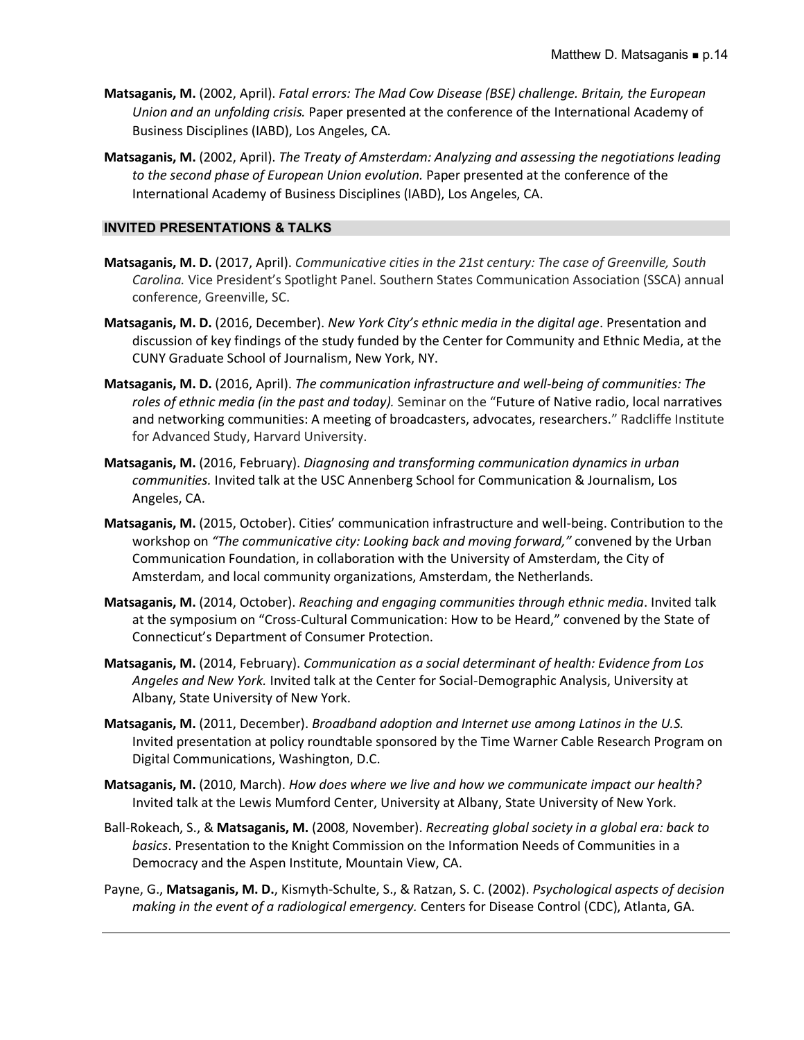**Matsaganis, M.** (2002, April). *Fatal errors: The Mad Cow Disease (BSE) challenge. Britain, the European Union and an unfolding crisis.* Paper presented at the conference of the International Academy of Business Disciplines (IABD), Los Angeles, CA.

**Matsaganis, M.** (2002, April). *The Treaty of Amsterdam: Analyzing and assessing the negotiations leading to the second phase of European Union evolution.* Paper presented at the conference of the International Academy of Business Disciplines (IABD), Los Angeles, CA.

## INVITED PRESENTATIONS & TALKS

**Matsaganis, M. D.** (2017, April). *Communicative cities in the 21st century: The case of Greenville, South Carolina.* Vice President's Spotlight Panel. Southern States Communication Association (SSCA) annual conference, Greenville, SC.

**Matsaganis, M. D.** (2016, December). *New York City's ethnic media in the digital age*. Presentation and discussion of key findings of the study funded by the Center for Community and Ethnic Media, at the CUNY Graduate School of Journalism, New York, NY.

**Matsaganis, M. D.** (2016, April). *The communication infrastructure and well-being of communities: The roles of ethnic media (in the past and today).* Seminar on the "Future of Native radio, local narratives and networking communities: A meeting of broadcasters, advocates, researchers." Radcliffe Institute for Advanced Study, Harvard University.

**Matsaganis, M.** (2016, February). *Diagnosing and transforming communication dynamics in urban communities.* Invited talk at the USC Annenberg School for Communication & Journalism, Los Angeles, CA.

**Matsaganis, M.** (2015, October). Cities' communication infrastructure and well-being. Contribution to the workshop on *"The communicative city: Looking back and moving forward,"* convened by the Urban Communication Foundation, in collaboration with the University of Amsterdam, the City of Amsterdam, and local community organizations, Amsterdam, the Netherlands.

**Matsaganis, M.** (2014, October). *Reaching and engaging communities through ethnic media*. Invited talk at the symposium on "Cross-Cultural Communication: How to be Heard," convened by the State of Connecticut's Department of Consumer Protection.

**Matsaganis, M.** (2014, February). *Communication as a social determinant of health: Evidence from Los Angeles and New York.* Invited talk at the Center for Social-Demographic Analysis, University at Albany, State University of New York.

**Matsaganis, M.** (2011, December). *Broadband adoption and Internet use among Latinos in the U.S.* Invited presentation at policy roundtable sponsored by the Time Warner Cable Research Program on Digital Communications, Washington, D.C.

**Matsaganis, M.** (2010, March). *How does where we live and how we communicate impact our health?* Invited talk at the Lewis Mumford Center, University at Albany, State University of New York.

Ball-Rokeach, S., & **Matsaganis, M.** (2008, November). *Recreating global society in a global era: back to basics*. Presentation to the Knight Commission on the Information Needs of Communities in a Democracy and the Aspen Institute, Mountain View, CA.

Payne, G., **Matsaganis, M. D.**, Kismyth-Schulte, S., & Ratzan, S. C. (2002). *Psychological aspects of decision making in the event of a radiological emergency.* Centers for Disease Control (CDC), Atlanta, GA.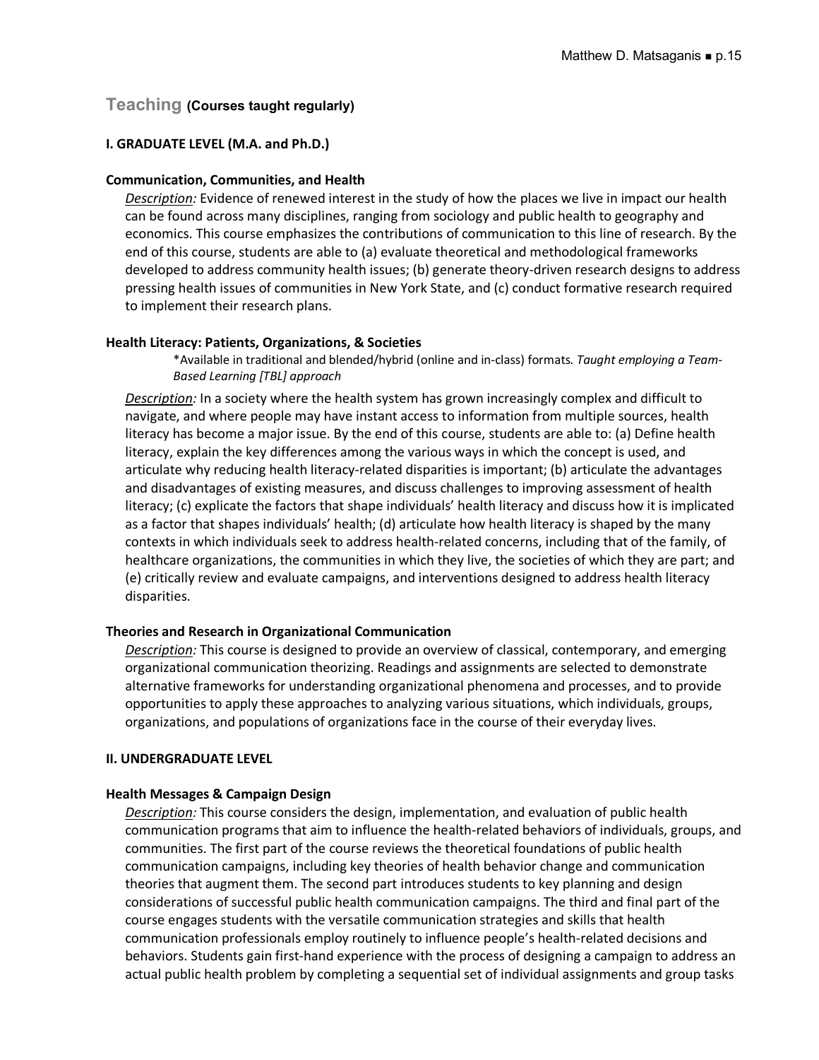## Teaching (Courses taught regularly)

### I. GRADUATE LEVEL (M.A. and Ph.D.)

**Communication, Communities, and Health**

*Description:* Evidence of renewed interest in the study of how the places we live in impact our health can be found across many disciplines, ranging from sociology and public health to geography and economics. This course emphasizes the contributions of communication to this line of research. By the end of this course, students are able to (a) evaluate theoretical and methodological frameworks developed to address community health issues; (b) generate theory-driven research designs to address pressing health issues of communities in New York State, and (c) conduct formative research required to implement their research plans.

**Health Literacy: Patients, Organizations, & Societies**

> *Available in traditional and blended/hybrid (online and in-class) formats. *Taught employing a Team-Based Learning [TBL] approach*

*Description:* In a society where the health system has grown increasingly complex and difficult to navigate, and where people may have instant access to information from multiple sources, health literacy has become a major issue. By the end of this course, students are able to: (a) Define health literacy, explain the key differences among the various ways in which the concept is used, and articulate why reducing health literacy-related disparities is important; (b) articulate the advantages and disadvantages of existing measures, and discuss challenges to improving assessment of health literacy; (c) explicate the factors that shape individuals' health literacy and discuss how it is implicated as a factor that shapes individuals' health; (d) articulate how health literacy is shaped by the many contexts in which individuals seek to address health-related concerns, including that of the family, of healthcare organizations, the communities in which they live, the societies of which they are part; and (e) critically review and evaluate campaigns, and interventions designed to address health literacy disparities.

**Theories and Research in Organizational Communication**

*Description:* This course is designed to provide an overview of classical, contemporary, and emerging organizational communication theorizing. Readings and assignments are selected to demonstrate alternative frameworks for understanding organizational phenomena and processes, and to provide opportunities to apply these approaches to analyzing various situations, which individuals, groups, organizations, and populations of organizations face in the course of their everyday lives.

### II. UNDERGRADUATE LEVEL

**Health Messages & Campaign Design**

*Description:* This course considers the design, implementation, and evaluation of public health communication programs that aim to influence the health-related behaviors of individuals, groups, and communities. The first part of the course reviews the theoretical foundations of public health communication campaigns, including key theories of health behavior change and communication theories that augment them. The second part introduces students to key planning and design considerations of successful public health communication campaigns. The third and final part of the course engages students with the versatile communication strategies and skills that health communication professionals employ routinely to influence people's health-related decisions and behaviors. Students gain first-hand experience with the process of designing a campaign to address an actual public health problem by completing a sequential set of individual assignments and group tasks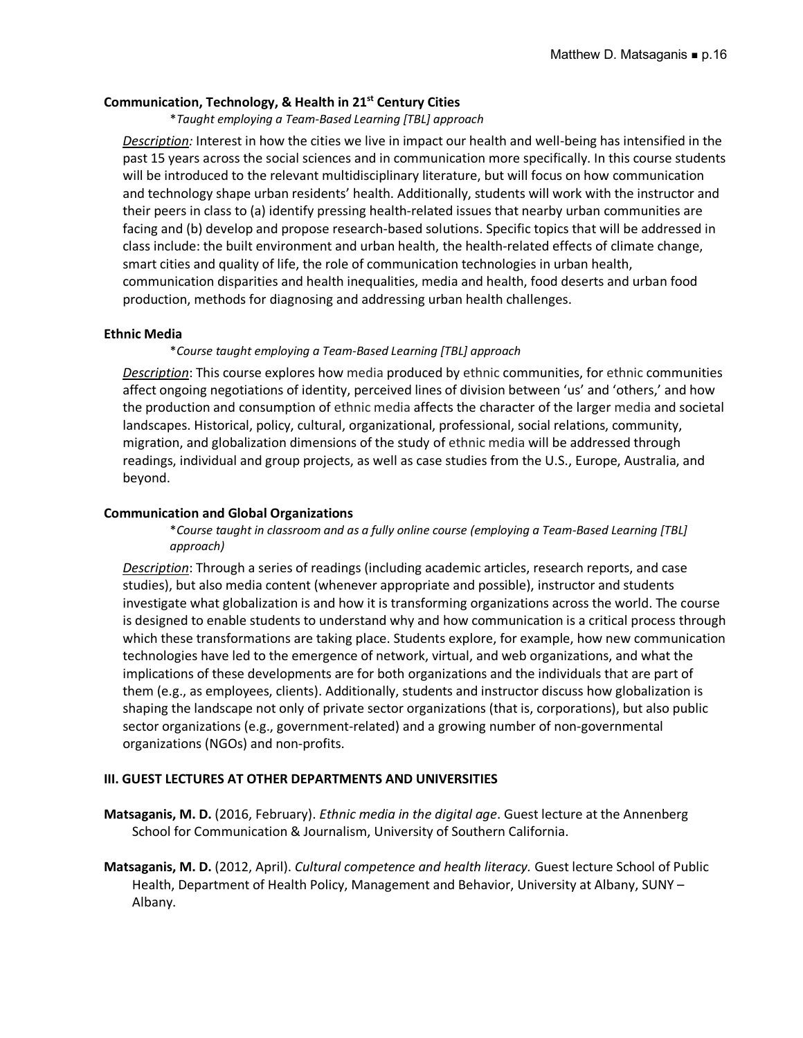**Communication, Technology, & Health in 21st Century Cities**

*Taught employing a Team-Based Learning [TBL] approach*

*Description:* Interest in how the cities we live in impact our health and well-being has intensified in the past 15 years across the social sciences and in communication more specifically. In this course students will be introduced to the relevant multidisciplinary literature, but will focus on how communication and technology shape urban residents' health. Additionally, students will work with the instructor and their peers in class to (a) identify pressing health-related issues that nearby urban communities are facing and (b) develop and propose research-based solutions. Specific topics that will be addressed in class include: the built environment and urban health, the health-related effects of climate change, smart cities and quality of life, the role of communication technologies in urban health, communication disparities and health inequalities, media and health, food deserts and urban food production, methods for diagnosing and addressing urban health challenges.

**Ethnic Media**

*Course taught employing a Team-Based Learning [TBL] approach*

*Description*: This course explores how media produced by ethnic communities, for ethnic communities affect ongoing negotiations of identity, perceived lines of division between 'us' and 'others,' and how the production and consumption of ethnic media affects the character of the larger media and societal landscapes. Historical, policy, cultural, organizational, professional, social relations, community, migration, and globalization dimensions of the study of ethnic media will be addressed through readings, individual and group projects, as well as case studies from the U.S., Europe, Australia, and beyond.

**Communication and Global Organizations**

*Course taught in classroom and as a fully online course (employing a Team-Based Learning [TBL] approach)*

*Description*: Through a series of readings (including academic articles, research reports, and case studies), but also media content (whenever appropriate and possible), instructor and students investigate what globalization is and how it is transforming organizations across the world. The course is designed to enable students to understand why and how communication is a critical process through which these transformations are taking place. Students explore, for example, how new communication technologies have led to the emergence of network, virtual, and web organizations, and what the implications of these developments are for both organizations and the individuals that are part of them (e.g., as employees, clients). Additionally, students and instructor discuss how globalization is shaping the landscape not only of private sector organizations (that is, corporations), but also public sector organizations (e.g., government-related) and a growing number of non-governmental organizations (NGOs) and non-profits.

## III. GUEST LECTURES AT OTHER DEPARTMENTS AND UNIVERSITIES

**Matsaganis, M. D.** (2016, February). *Ethnic media in the digital age*. Guest lecture at the Annenberg School for Communication & Journalism, University of Southern California.

**Matsaganis, M. D.** (2012, April). *Cultural competence and health literacy.* Guest lecture School of Public Health, Department of Health Policy, Management and Behavior, University at Albany, SUNY – Albany.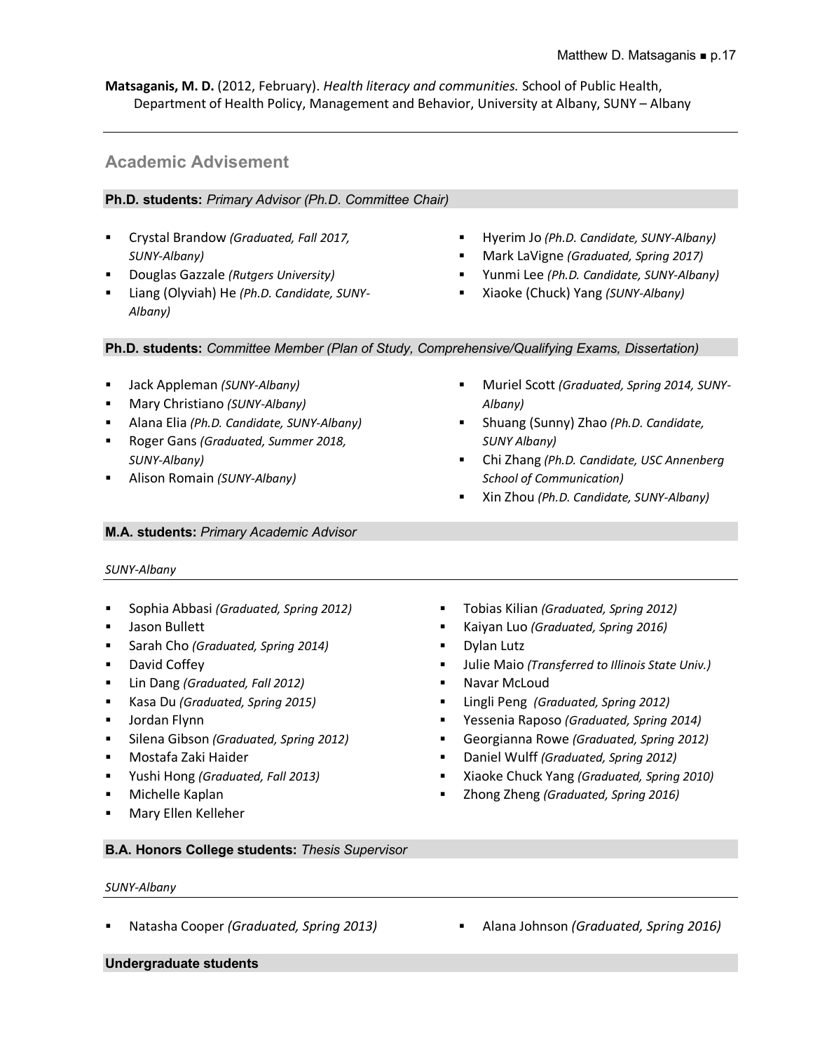**Matsaganis, M. D.** (2012, February). *Health literacy and communities.* School of Public Health, Department of Health Policy, Management and Behavior, University at Albany, SUNY – Albany

---

## Academic Advisement

### **Ph.D. students:** *Primary Advisor (Ph.D. Committee Chair)*

- Crystal Brandow *(Graduated, Fall 2017, SUNY-Albany)*
- Douglas Gazzale *(Rutgers University)*
- Liang (Olyviah) He *(Ph.D. Candidate, SUNY-Albany)*
- Hyerim Jo *(Ph.D. Candidate, SUNY-Albany)*
- Mark LaVigne *(Graduated, Spring 2017)*
- Yunmi Lee *(Ph.D. Candidate, SUNY-Albany)*
- Xiaoke (Chuck) Yang *(SUNY-Albany)*

### **Ph.D. students:** *Committee Member (Plan of Study, Comprehensive/Qualifying Exams, Dissertation)*

- Jack Appleman *(SUNY-Albany)*
- Mary Christiano *(SUNY-Albany)*
- Alana Elia *(Ph.D. Candidate, SUNY-Albany)*
- Roger Gans *(Graduated, Summer 2018, SUNY-Albany)*
- Alison Romain *(SUNY-Albany)*
- Muriel Scott *(Graduated, Spring 2014, SUNY-Albany)*
- Shuang (Sunny) Zhao *(Ph.D. Candidate, SUNY Albany)*
- Chi Zhang *(Ph.D. Candidate, USC Annenberg School of Communication)*
- Xin Zhou *(Ph.D. Candidate, SUNY-Albany)*

### **M.A. students:** *Primary Academic Advisor*

*SUNY-Albany*

- Sophia Abbasi *(Graduated, Spring 2012)*
- Jason Bullett
- Sarah Cho *(Graduated, Spring 2014)*
- David Coffey
- Lin Dang *(Graduated, Fall 2012)*
- Kasa Du *(Graduated, Spring 2015)*
- Jordan Flynn
- Silena Gibson *(Graduated, Spring 2012)*
- Mostafa Zaki Haider
- Yushi Hong *(Graduated, Fall 2013)*
- Michelle Kaplan
- Mary Ellen Kelleher
- Tobias Kilian *(Graduated, Spring 2012)*
- Kaiyan Luo *(Graduated, Spring 2016)*
- Dylan Lutz
- Julie Maio *(Transferred to Illinois State Univ.)*
- Navar McLoud
- Lingli Peng *(Graduated, Spring 2012)*
- Yessenia Raposo *(Graduated, Spring 2014)*
- Georgianna Rowe *(Graduated, Spring 2012)*
- Daniel Wulff *(Graduated, Spring 2012)*
- Xiaoke Chuck Yang *(Graduated, Spring 2010)*
- Zhong Zheng *(Graduated, Spring 2016)*

### **B.A. Honors College students:** *Thesis Supervisor*

*SUNY-Albany*

- Natasha Cooper *(Graduated, Spring 2013)*
- Alana Johnson *(Graduated, Spring 2016)*

### **Undergraduate students**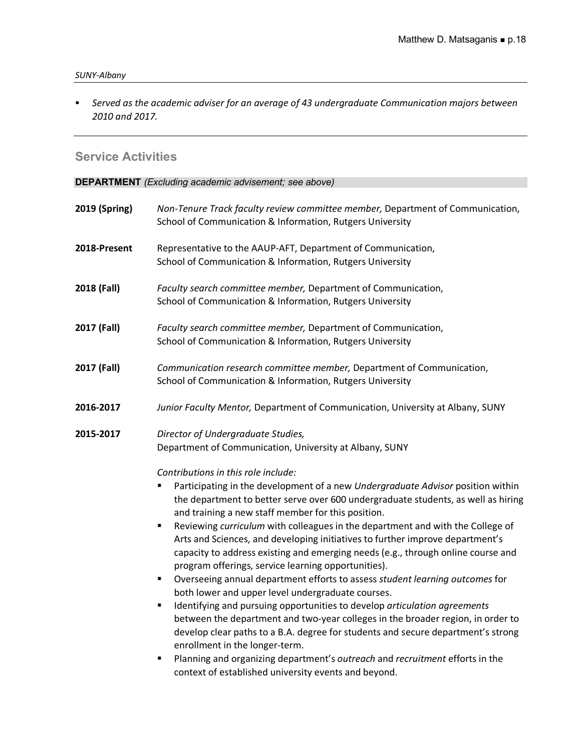*SUNY-Albany*

- *Served as the academic adviser for an average of 43 undergraduate Communication majors between 2010 and 2017.*

---

## Service Activities

**DEPARTMENT** *(Excluding academic advisement; see above)*

**2019 (Spring)** *Non-Tenure Track faculty review committee member,* Department of Communication, School of Communication & Information, Rutgers University

**2018-Present** Representative to the AAUP-AFT, Department of Communication, School of Communication & Information, Rutgers University

**2018 (Fall)** *Faculty search committee member,* Department of Communication, School of Communication & Information, Rutgers University

**2017 (Fall)** *Faculty search committee member,* Department of Communication, School of Communication & Information, Rutgers University

**2017 (Fall)** *Communication research committee member,* Department of Communication, School of Communication & Information, Rutgers University

**2016-2017** *Junior Faculty Mentor,* Department of Communication, University at Albany, SUNY

**2015-2017** *Director of Undergraduate Studies,* Department of Communication, University at Albany, SUNY

*Contributions in this role include:*

- Participating in the development of a new *Undergraduate Advisor* position within the department to better serve over 600 undergraduate students, as well as hiring and training a new staff member for this position.
- Reviewing *curriculum* with colleagues in the department and with the College of Arts and Sciences, and developing initiatives to further improve department's capacity to address existing and emerging needs (e.g., through online course and program offerings, service learning opportunities).
- Overseeing annual department efforts to assess *student learning outcomes* for both lower and upper level undergraduate courses.
- Identifying and pursuing opportunities to develop *articulation agreements* between the department and two-year colleges in the broader region, in order to develop clear paths to a B.A. degree for students and secure department's strong enrollment in the longer-term.
- Planning and organizing department's *outreach* and *recruitment* efforts in the context of established university events and beyond.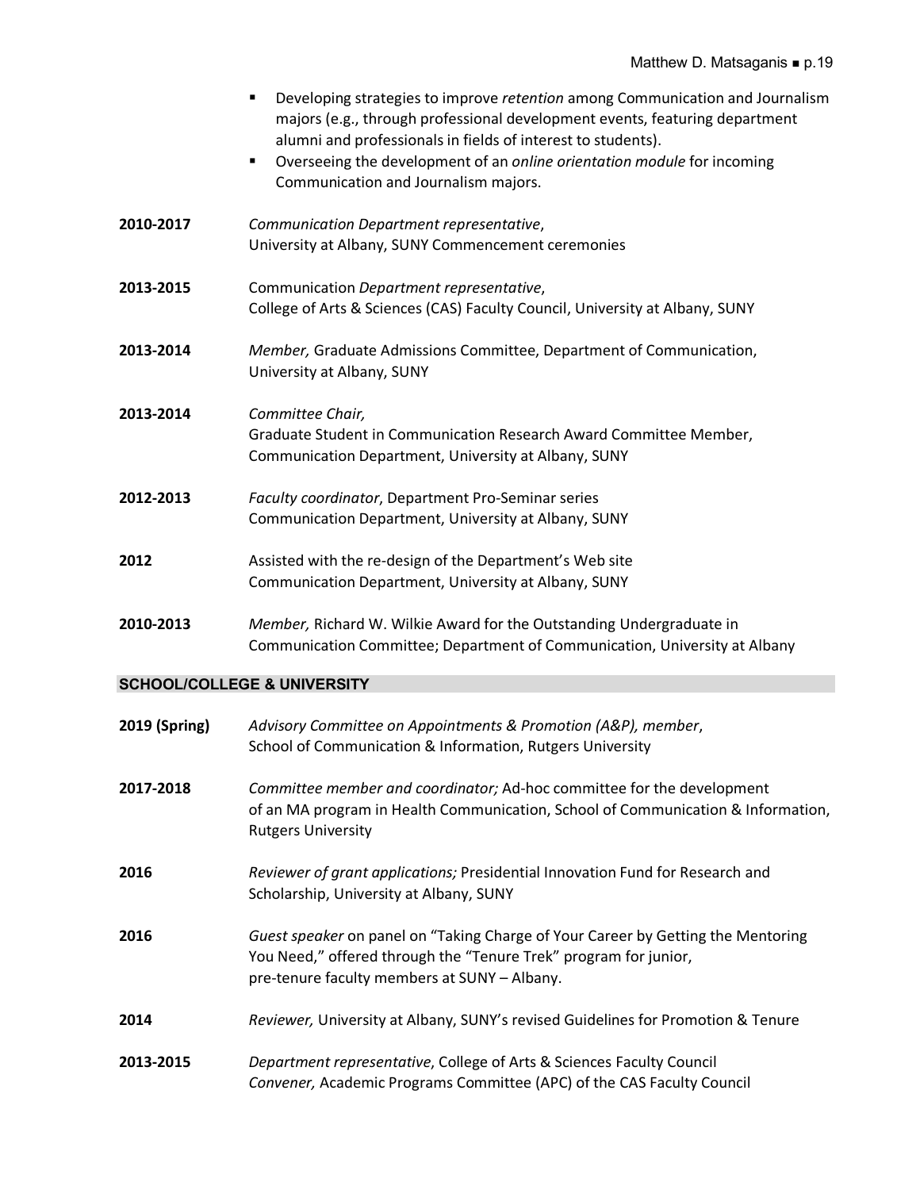- Developing strategies to improve *retention* among Communication and Journalism majors (e.g., through professional development events, featuring department alumni and professionals in fields of interest to students).
- Overseeing the development of an *online orientation module* for incoming Communication and Journalism majors.

**2010-2017** *Communication Department representative*, University at Albany, SUNY Commencement ceremonies

**2013-2015** Communication *Department representative*, College of Arts & Sciences (CAS) Faculty Council, University at Albany, SUNY

**2013-2014** *Member,* Graduate Admissions Committee, Department of Communication, University at Albany, SUNY

**2013-2014** *Committee Chair,* Graduate Student in Communication Research Award Committee Member, Communication Department, University at Albany, SUNY

**2012-2013** *Faculty coordinator*, Department Pro-Seminar series Communication Department, University at Albany, SUNY

**2012** Assisted with the re-design of the Department's Web site Communication Department, University at Albany, SUNY

**2010-2013** *Member,* Richard W. Wilkie Award for the Outstanding Undergraduate in Communication Committee; Department of Communication, University at Albany

## SCHOOL/COLLEGE & UNIVERSITY

**2019 (Spring)** *Advisory Committee on Appointments & Promotion (A&P), member*, School of Communication & Information, Rutgers University

**2017-2018** *Committee member and coordinator;* Ad-hoc committee for the development of an MA program in Health Communication, School of Communication & Information, Rutgers University

**2016** *Reviewer of grant applications;* Presidential Innovation Fund for Research and Scholarship, University at Albany, SUNY

**2016** *Guest speaker* on panel on "Taking Charge of Your Career by Getting the Mentoring You Need," offered through the "Tenure Trek" program for junior, pre-tenure faculty members at SUNY – Albany.

**2014** *Reviewer,* University at Albany, SUNY's revised Guidelines for Promotion & Tenure

**2013-2015** *Department representative*, College of Arts & Sciences Faculty Council
*Convener,* Academic Programs Committee (APC) of the CAS Faculty Council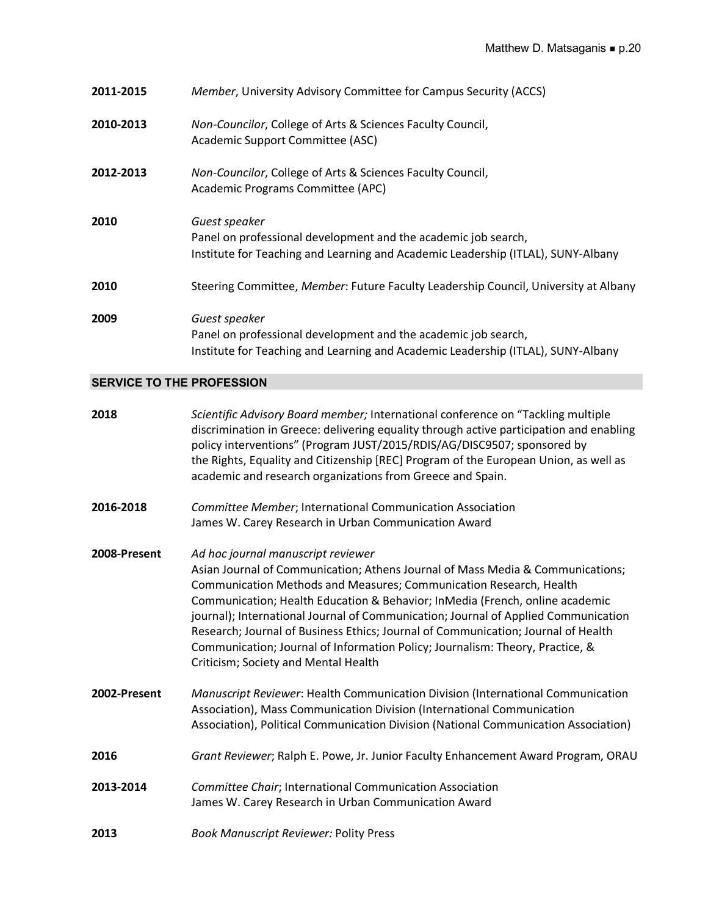**2011-2015** *Member*, University Advisory Committee for Campus Security (ACCS)

**2010-2013** *Non-Councilor*, College of Arts & Sciences Faculty Council,
Academic Support Committee (ASC)

**2012-2013** *Non-Councilor*, College of Arts & Sciences Faculty Council,
Academic Programs Committee (APC)

**2010** *Guest speaker*
Panel on professional development and the academic job search,
Institute for Teaching and Learning and Academic Leadership (ITLAL), SUNY-Albany

**2010** Steering Committee, *Member*: Future Faculty Leadership Council, University at Albany

**2009** *Guest speaker*
Panel on professional development and the academic job search,
Institute for Teaching and Learning and Academic Leadership (ITLAL), SUNY-Albany

## SERVICE TO THE PROFESSION

**2018** *Scientific Advisory Board member;* International conference on "Tackling multiple discrimination in Greece: delivering equality through active participation and enabling policy interventions" (Program JUST/2015/RDIS/AG/DISC9507; sponsored by the Rights, Equality and Citizenship [REC] Program of the European Union, as well as academic and research organizations from Greece and Spain.

**2016-2018** *Committee Member*; International Communication Association
James W. Carey Research in Urban Communication Award

**2008-Present** *Ad hoc journal manuscript reviewer*
Asian Journal of Communication; Athens Journal of Mass Media & Communications; Communication Methods and Measures; Communication Research, Health Communication; Health Education & Behavior; InMedia (French, online academic journal); International Journal of Communication; Journal of Applied Communication Research; Journal of Business Ethics; Journal of Communication; Journal of Health Communication; Journal of Information Policy; Journalism: Theory, Practice, & Criticism; Society and Mental Health

**2002-Present** *Manuscript Reviewer*: Health Communication Division (International Communication Association), Mass Communication Division (International Communication Association), Political Communication Division (National Communication Association)

**2016** *Grant Reviewer*; Ralph E. Powe, Jr. Junior Faculty Enhancement Award Program, ORAU

**2013-2014** *Committee Chair*; International Communication Association
James W. Carey Research in Urban Communication Award

**2013** *Book Manuscript Reviewer:* Polity Press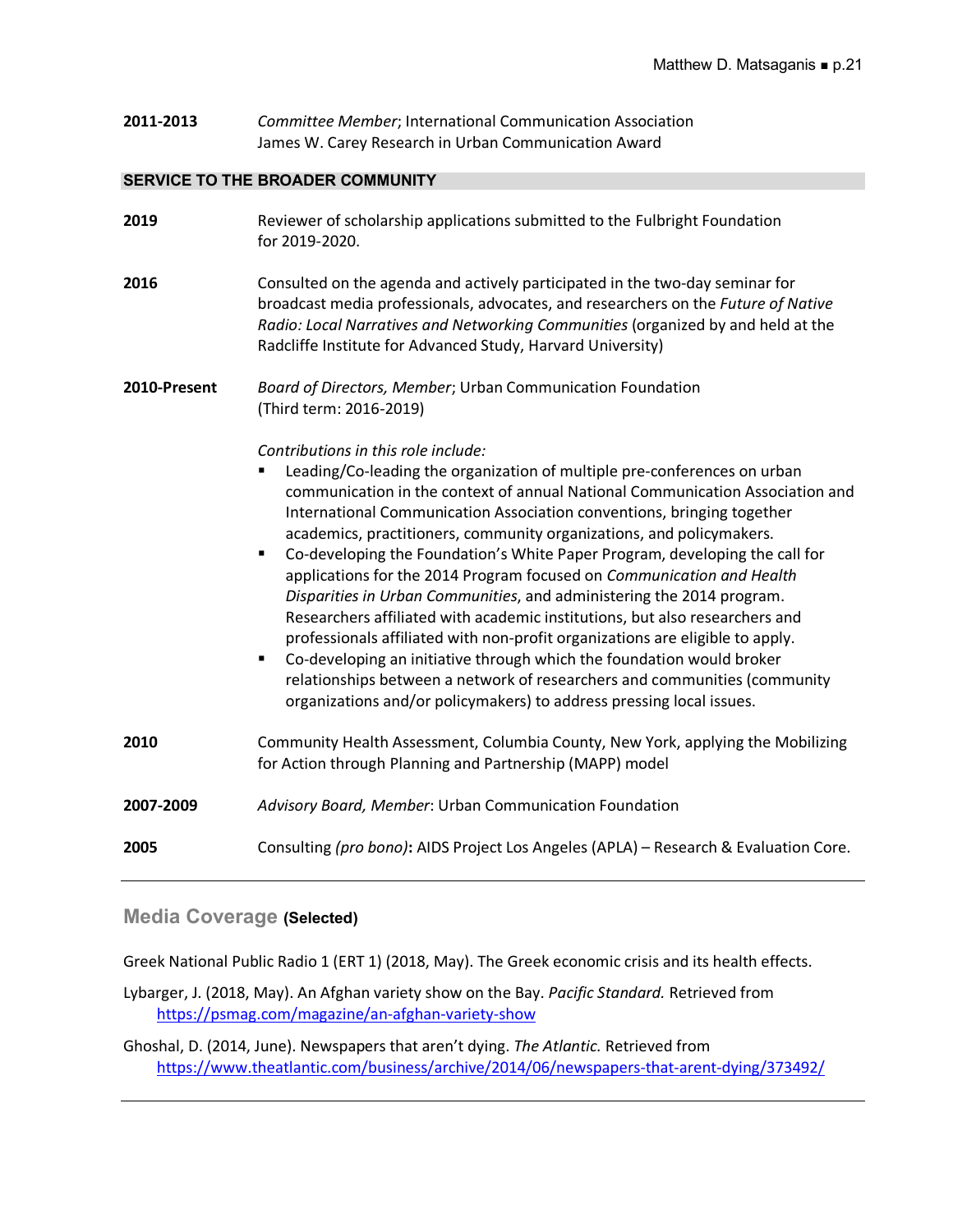**2011-2013** *Committee Member*; International Communication Association
James W. Carey Research in Urban Communication Award

## SERVICE TO THE BROADER COMMUNITY

**2019** Reviewer of scholarship applications submitted to the Fulbright Foundation for 2019-2020.

**2016** Consulted on the agenda and actively participated in the two-day seminar for broadcast media professionals, advocates, and researchers on the *Future of Native Radio: Local Narratives and Networking Communities* (organized by and held at the Radcliffe Institute for Advanced Study, Harvard University)

**2010-Present** *Board of Directors, Member*; Urban Communication Foundation
(Third term: 2016-2019)

*Contributions in this role include:*

- Leading/Co-leading the organization of multiple pre-conferences on urban communication in the context of annual National Communication Association and International Communication Association conventions, bringing together academics, practitioners, community organizations, and policymakers.
- Co-developing the Foundation's White Paper Program, developing the call for applications for the 2014 Program focused on *Communication and Health Disparities in Urban Communities*, and administering the 2014 program. Researchers affiliated with academic institutions, but also researchers and professionals affiliated with non-profit organizations are eligible to apply.
- Co-developing an initiative through which the foundation would broker relationships between a network of researchers and communities (community organizations and/or policymakers) to address pressing local issues.

**2010** Community Health Assessment, Columbia County, New York, applying the Mobilizing for Action through Planning and Partnership (MAPP) model

**2007-2009** *Advisory Board, Member*: Urban Communication Foundation

**2005** Consulting *(pro bono)***:** AIDS Project Los Angeles (APLA) – Research & Evaluation Core.

---

## Media Coverage **(Selected)**

Greek National Public Radio 1 (ERT 1) (2018, May). The Greek economic crisis and its health effects.

Lybarger, J. (2018, May). An Afghan variety show on the Bay. *Pacific Standard.* Retrieved from https://psmag.com/magazine/an-afghan-variety-show

Ghoshal, D. (2014, June). Newspapers that aren't dying. *The Atlantic.* Retrieved from https://www.theatlantic.com/business/archive/2014/06/newspapers-that-arent-dying/373492/

---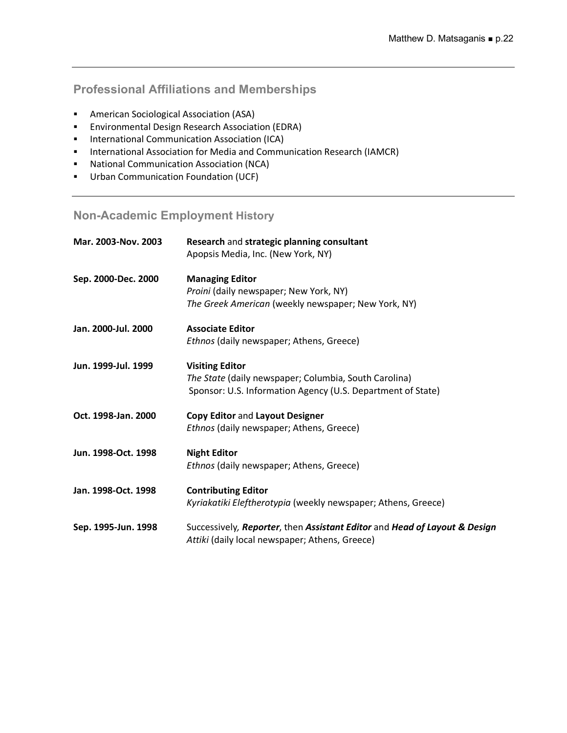## Professional Affiliations and Memberships

- American Sociological Association (ASA)
- Environmental Design Research Association (EDRA)
- International Communication Association (ICA)
- International Association for Media and Communication Research (IAMCR)
- National Communication Association (NCA)
- Urban Communication Foundation (UCF)

## Non-Academic Employment History

| | |
|---|---|
| **Mar. 2003-Nov. 2003** | **Research** and **strategic planning consultant**<br>Apopsis Media, Inc. (New York, NY) |
| **Sep. 2000-Dec. 2000** | **Managing Editor**<br>*Proini* (daily newspaper; New York, NY)<br>*The Greek American* (weekly newspaper; New York, NY) |
| **Jan. 2000-Jul. 2000** | **Associate Editor**<br>*Ethnos* (daily newspaper; Athens, Greece) |
| **Jun. 1999-Jul. 1999** | **Visiting Editor**<br>*The State* (daily newspaper; Columbia, South Carolina)<br>Sponsor: U.S. Information Agency (U.S. Department of State) |
| **Oct. 1998-Jan. 2000** | **Copy Editor** and **Layout Designer**<br>*Ethnos* (daily newspaper; Athens, Greece) |
| **Jun. 1998-Oct. 1998** | **Night Editor**<br>*Ethnos* (daily newspaper; Athens, Greece) |
| **Jan. 1998-Oct. 1998** | **Contributing Editor**<br>*Kyriakatiki Eleftherotypia* (weekly newspaper; Athens, Greece) |
| **Sep. 1995-Jun. 1998** | Successively, ***Reporter***, then ***Assistant Editor*** and ***Head of Layout & Design***<br>*Attiki* (daily local newspaper; Athens, Greece) |